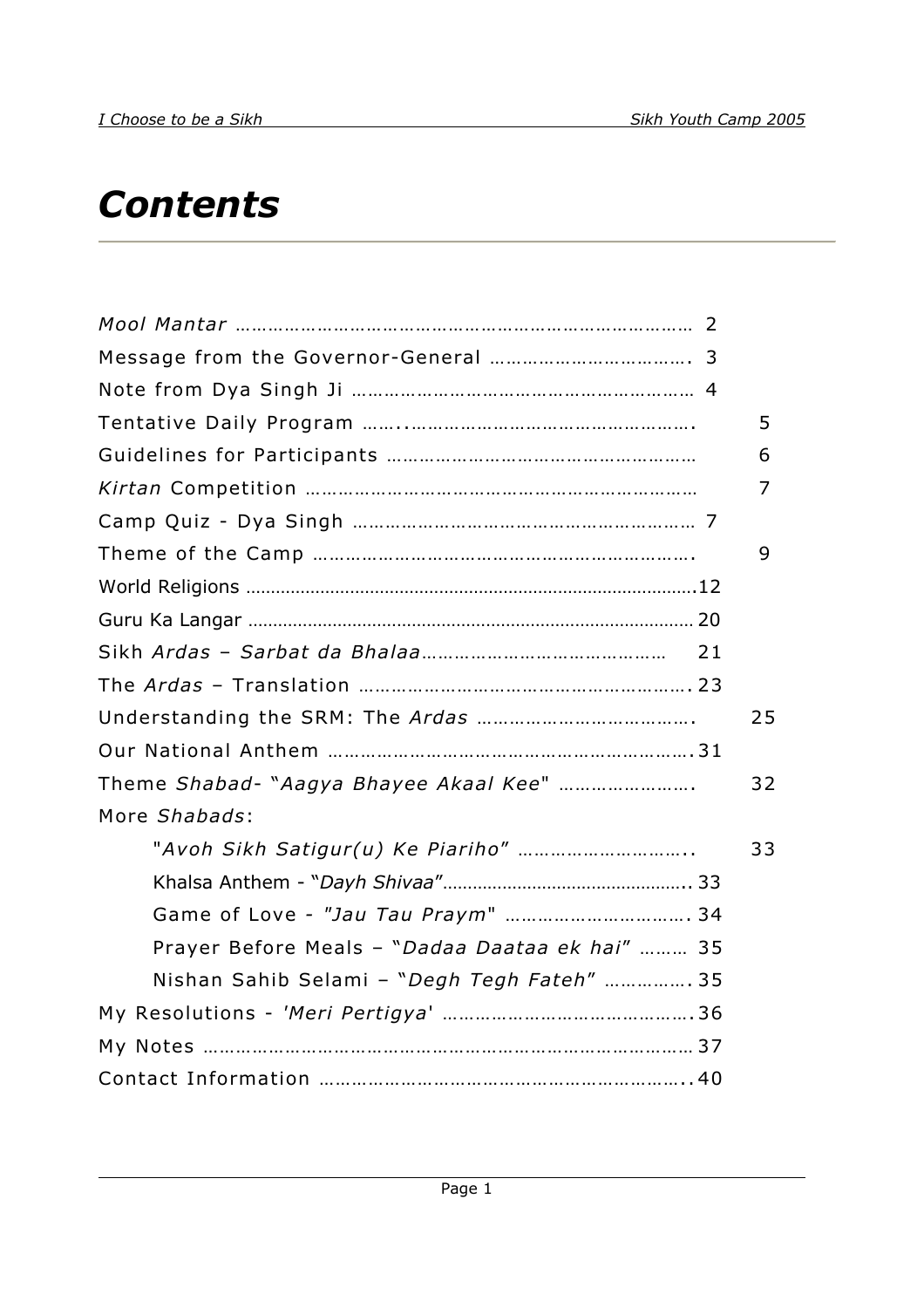# *Contents*

*Mool Mantar* ………………………………………………………………………… 2

Message from the Governor-General ………………………………. 3

Note from Dya Singh Ji ………………………………………………… 4

Tentative Daily Program ……..……………………………………………. 5

Guidelines for Participants …………………………………………… 6

*Kirtan* Competition ………………………………………………………… 7

Camp Quiz - Dya Singh …………………………………………………… 7

Theme of the Camp ………………………………………………………. 9

World Religions ........................................................................................12

Guru Ka Langar ....................................................................................... 20

Sikh *Ardas – Sarbat da Bhalaa*…………………………………… 21

The *Ardas* – Translation ……………………………………………….23

Understanding the SRM: The *Ardas* ………………………………. 25

Our National Anthem ……………………………………………………….31

Theme *Shabad*- "*Aagya Bhayee Akaal Kee*" ……………………. 32

More *Shabads*:

- "*Avoh Sikh Satigur(u) Ke Piariho*" ……………………….. 33
- Khalsa Anthem - "*Dayh Shivaa*"………………………………………….. 33
- Game of Love - *"Jau Tau Praym"* ……………………………. 34
- Prayer Before Meals – "*Dadaa Daataa ek hai*" ……… 35
- Nishan Sahib Selami – "*Degh Tegh Fateh*" ……………. 35

My Resolutions - *'Meri Pertigya'* ………………………………….36

My Notes …………………………………………………………………………37

Contact Information ………………………………………………………..40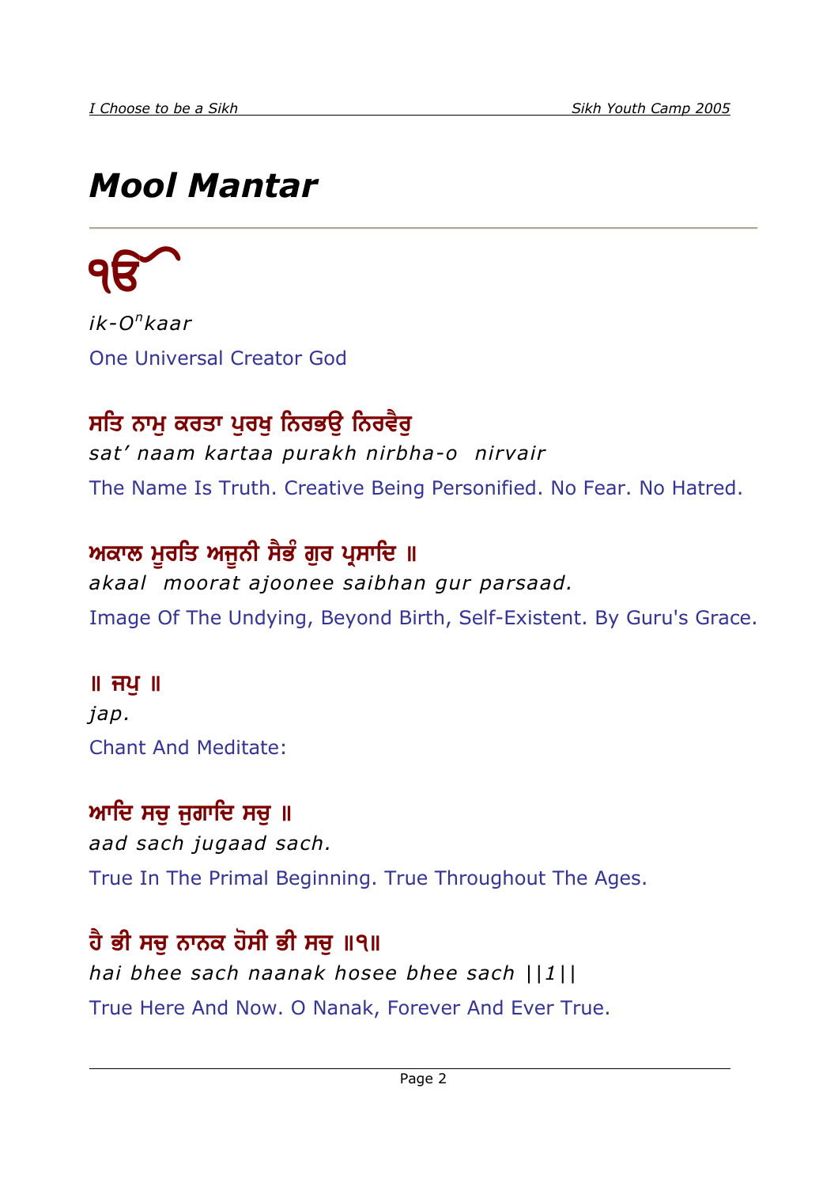# *Mool Mantar*

ੴ

*ik-O$^{n}$kaar*

One Universal Creator God

## ਸਤਿ ਨਾਮੁ ਕਰਤਾ ਪੁਰਖੁ ਨਿਰਭਉ ਨਿਰਵੈਰੁ

*sat' naam kartaa purakh nirbha-o  nirvair*

The Name Is Truth. Creative Being Personified. No Fear. No Hatred.

## ਅਕਾਲ ਮੂਰਤਿ ਅਜੂਨੀ ਸੈਭੰ ਗੁਰ ਪ੍ਰਸਾਦਿ ॥

*akaal  moorat ajoonee saibhan gur parsaad.*

Image Of The Undying, Beyond Birth, Self-Existent. By Guru's Grace.

## ॥ ਜਪੁ ॥

*jap.*

Chant And Meditate:

## ਆਦਿ ਸਚੁ ਜੁਗਾਦਿ ਸਚੁ ॥

*aad sach jugaad sach.*

True In The Primal Beginning. True Throughout The Ages.

## ਹੈ ਭੀ ਸਚੁ ਨਾਨਕ ਹੋਸੀ ਭੀ ਸਚੁ ॥੧॥

*hai bhee sach naanak hosee bhee sach ||1||*

True Here And Now. O Nanak, Forever And Ever True.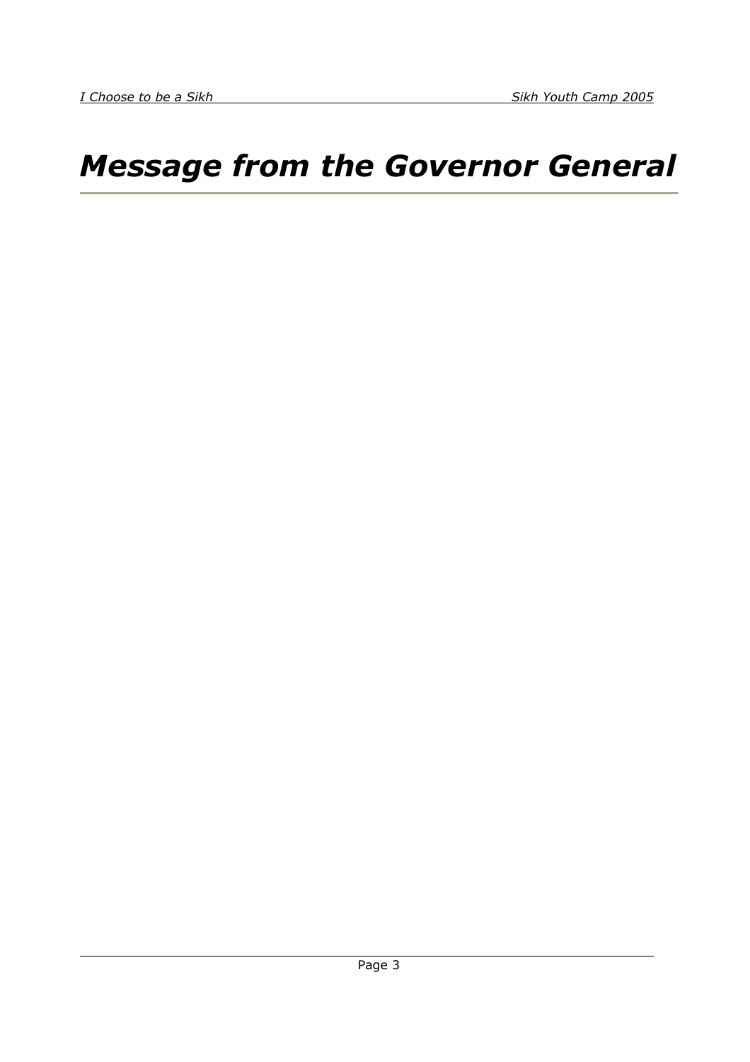# *Message from the Governor General*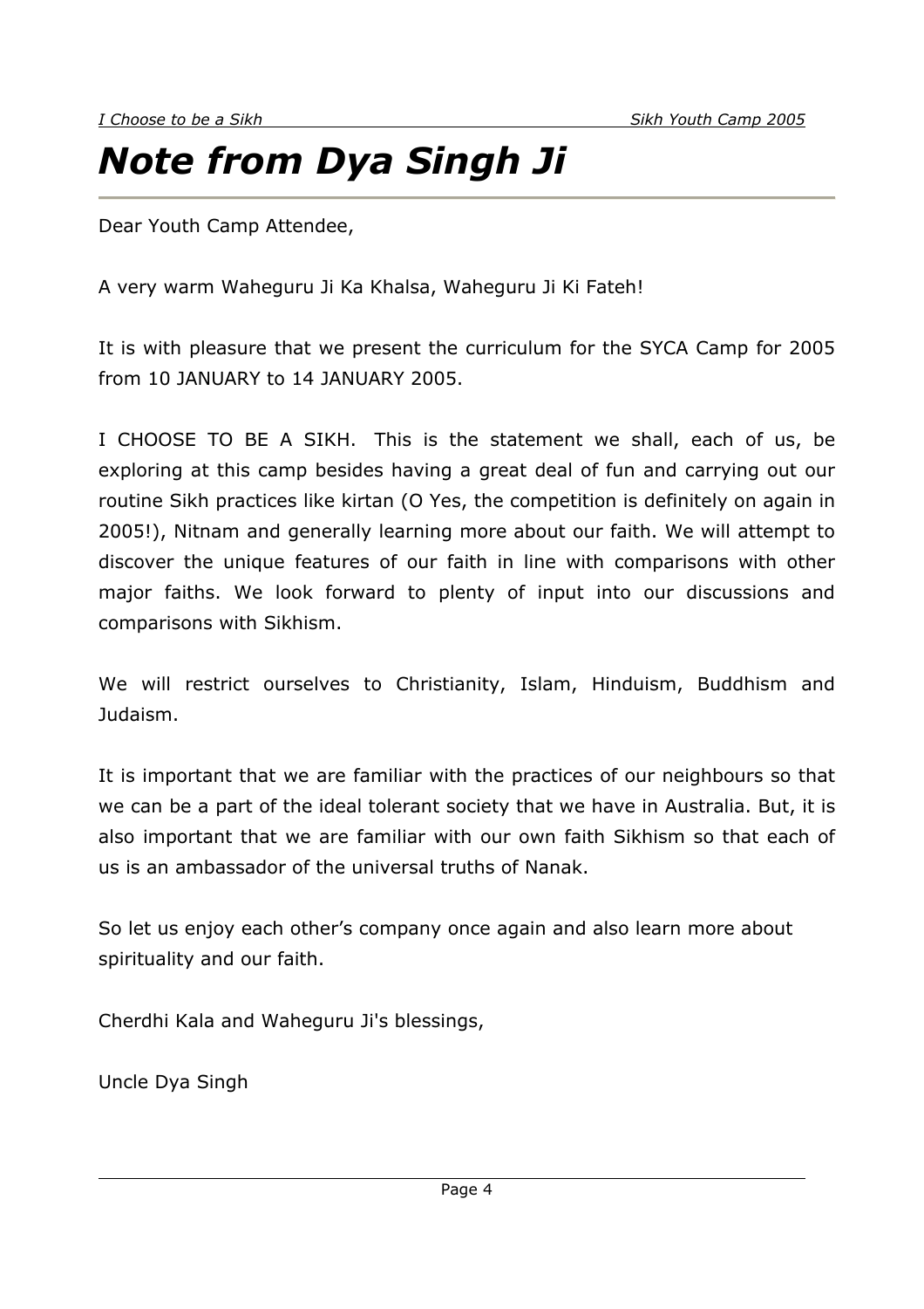# *Note from Dya Singh Ji*

Dear Youth Camp Attendee,

A very warm Waheguru Ji Ka Khalsa, Waheguru Ji Ki Fateh!

It is with pleasure that we present the curriculum for the SYCA Camp for 2005 from 10 JANUARY to 14 JANUARY 2005.

I CHOOSE TO BE A SIKH. This is the statement we shall, each of us, be exploring at this camp besides having a great deal of fun and carrying out our routine Sikh practices like kirtan (O Yes, the competition is definitely on again in 2005!), Nitnam and generally learning more about our faith. We will attempt to discover the unique features of our faith in line with comparisons with other major faiths. We look forward to plenty of input into our discussions and comparisons with Sikhism.

We will restrict ourselves to Christianity, Islam, Hinduism, Buddhism and Judaism.

It is important that we are familiar with the practices of our neighbours so that we can be a part of the ideal tolerant society that we have in Australia. But, it is also important that we are familiar with our own faith Sikhism so that each of us is an ambassador of the universal truths of Nanak.

So let us enjoy each other's company once again and also learn more about spirituality and our faith.

Cherdhi Kala and Waheguru Ji's blessings,

Uncle Dya Singh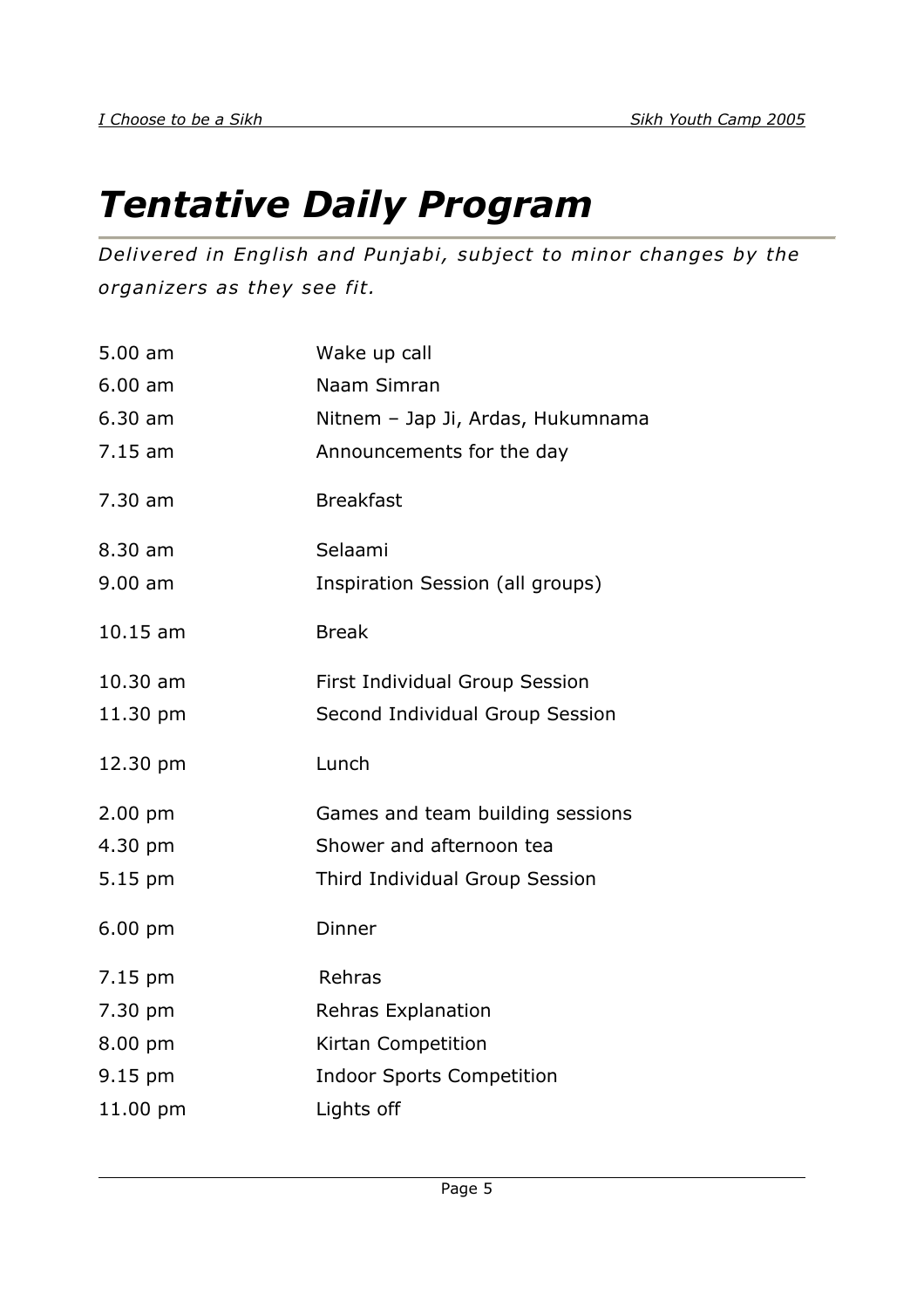# *Tentative Daily Program*

*Delivered in English and Punjabi, subject to minor changes by the organizers as they see fit.*

| | |
|---|---|
| 5.00 am | Wake up call |
| 6.00 am | Naam Simran |
| 6.30 am | Nitnem – Jap Ji, Ardas, Hukumnama |
| 7.15 am | Announcements for the day |
| 7.30 am | Breakfast |
| 8.30 am | Selaami |
| 9.00 am | Inspiration Session (all groups) |
| 10.15 am | Break |
| 10.30 am | First Individual Group Session |
| 11.30 pm | Second Individual Group Session |
| 12.30 pm | Lunch |
| 2.00 pm | Games and team building sessions |
| 4.30 pm | Shower and afternoon tea |
| 5.15 pm | Third Individual Group Session |
| 6.00 pm | Dinner |
| 7.15 pm | Rehras |
| 7.30 pm | Rehras Explanation |
| 8.00 pm | Kirtan Competition |
| 9.15 pm | Indoor Sports Competition |
| 11.00 pm | Lights off |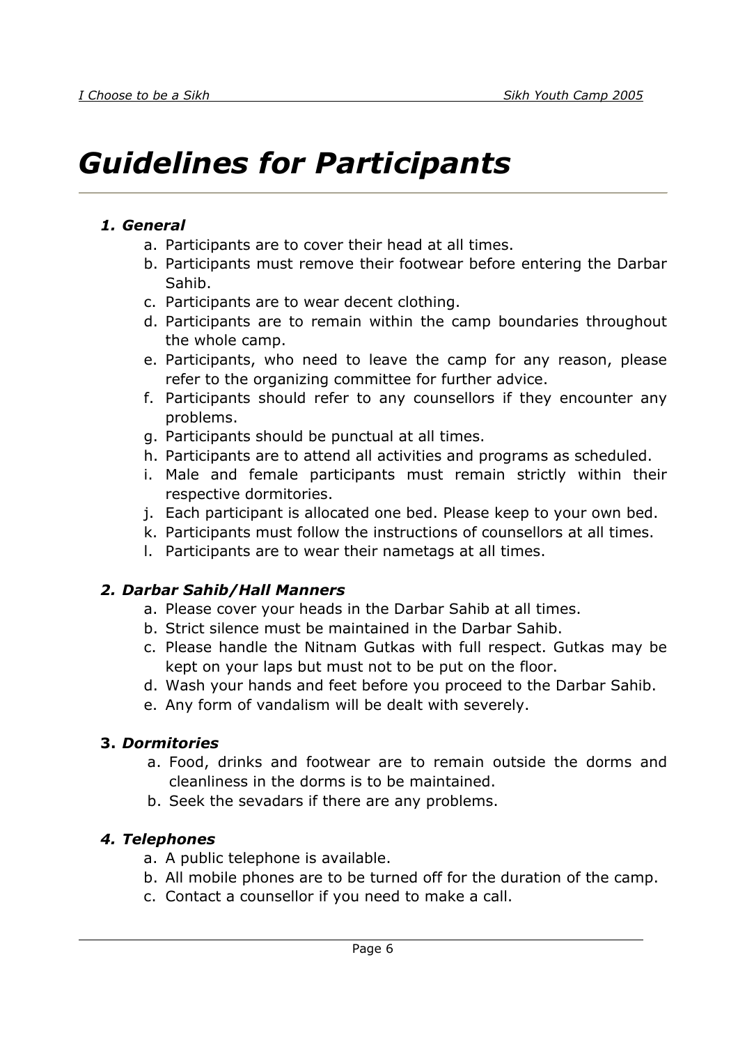# *Guidelines for Participants*

### *1. General*

a. Participants are to cover their head at all times.
b. Participants must remove their footwear before entering the Darbar Sahib.
c. Participants are to wear decent clothing.
d. Participants are to remain within the camp boundaries throughout the whole camp.
e. Participants, who need to leave the camp for any reason, please refer to the organizing committee for further advice.
f. Participants should refer to any counsellors if they encounter any problems.
g. Participants should be punctual at all times.
h. Participants are to attend all activities and programs as scheduled.
i. Male and female participants must remain strictly within their respective dormitories.
j. Each participant is allocated one bed. Please keep to your own bed.
k. Participants must follow the instructions of counsellors at all times.
l. Participants are to wear their nametags at all times.

### *2. Darbar Sahib/Hall Manners*

a. Please cover your heads in the Darbar Sahib at all times.
b. Strict silence must be maintained in the Darbar Sahib.
c. Please handle the Nitnam Gutkas with full respect. Gutkas may be kept on your laps but must not to be put on the floor.
d. Wash your hands and feet before you proceed to the Darbar Sahib.
e. Any form of vandalism will be dealt with severely.

### **3.** *Dormitories*

a. Food, drinks and footwear are to remain outside the dorms and cleanliness in the dorms is to be maintained.
b. Seek the sevadars if there are any problems.

### *4. Telephones*

a. A public telephone is available.
b. All mobile phones are to be turned off for the duration of the camp.
c. Contact a counsellor if you need to make a call.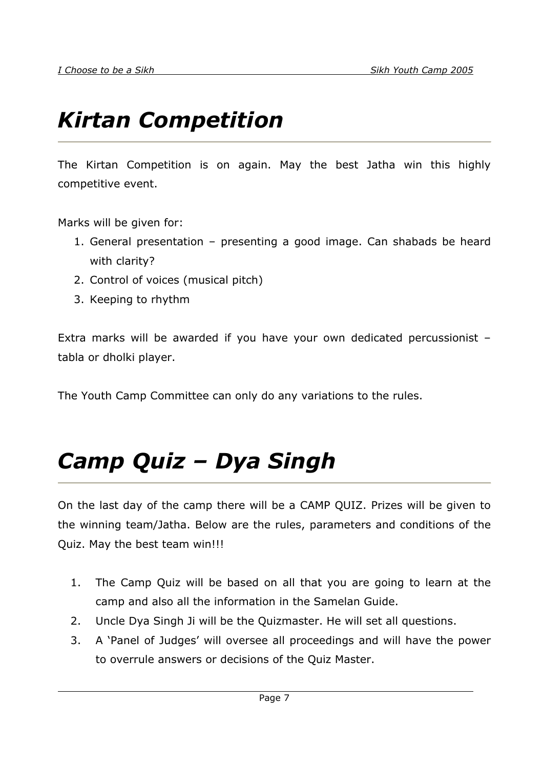# *Kirtan Competition*

The Kirtan Competition is on again. May the best Jatha win this highly competitive event.

Marks will be given for:

1. General presentation – presenting a good image. Can shabads be heard with clarity?
2. Control of voices (musical pitch)
3. Keeping to rhythm

Extra marks will be awarded if you have your own dedicated percussionist – tabla or dholki player.

The Youth Camp Committee can only do any variations to the rules.

# *Camp Quiz – Dya Singh*

On the last day of the camp there will be a CAMP QUIZ. Prizes will be given to the winning team/Jatha. Below are the rules, parameters and conditions of the Quiz. May the best team win!!!

1. The Camp Quiz will be based on all that you are going to learn at the camp and also all the information in the Samelan Guide.
2. Uncle Dya Singh Ji will be the Quizmaster. He will set all questions.
3. A 'Panel of Judges' will oversee all proceedings and will have the power to overrule answers or decisions of the Quiz Master.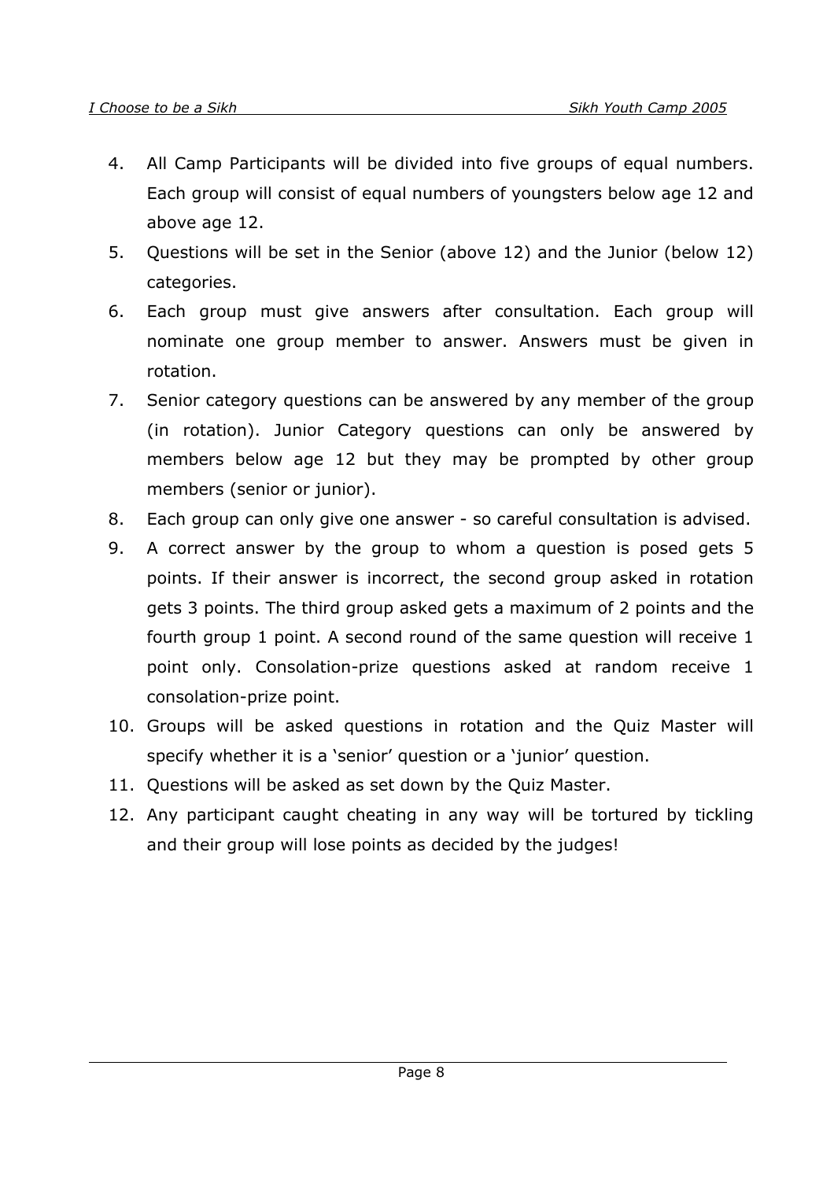4. All Camp Participants will be divided into five groups of equal numbers. Each group will consist of equal numbers of youngsters below age 12 and above age 12.
5. Questions will be set in the Senior (above 12) and the Junior (below 12) categories.
6. Each group must give answers after consultation. Each group will nominate one group member to answer. Answers must be given in rotation.
7. Senior category questions can be answered by any member of the group (in rotation). Junior Category questions can only be answered by members below age 12 but they may be prompted by other group members (senior or junior).
8. Each group can only give one answer - so careful consultation is advised.
9. A correct answer by the group to whom a question is posed gets 5 points. If their answer is incorrect, the second group asked in rotation gets 3 points. The third group asked gets a maximum of 2 points and the fourth group 1 point. A second round of the same question will receive 1 point only. Consolation-prize questions asked at random receive 1 consolation-prize point.
10. Groups will be asked questions in rotation and the Quiz Master will specify whether it is a 'senior' question or a 'junior' question.
11. Questions will be asked as set down by the Quiz Master.
12. Any participant caught cheating in any way will be tortured by tickling and their group will lose points as decided by the judges!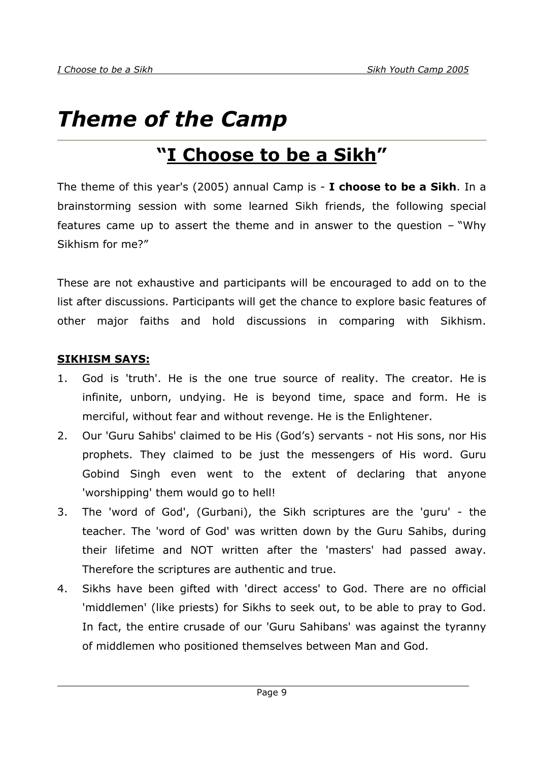# *Theme of the Camp*

## "I Choose to be a Sikh"

The theme of this year's (2005) annual Camp is - **I choose to be a Sikh**. In a brainstorming session with some learned Sikh friends, the following special features came up to assert the theme and in answer to the question – "Why Sikhism for me?"

These are not exhaustive and participants will be encouraged to add on to the list after discussions. Participants will get the chance to explore basic features of other major faiths and hold discussions in comparing with Sikhism.

**SIKHISM SAYS:**

1. God is 'truth'. He is the one true source of reality. The creator. He is infinite, unborn, undying. He is beyond time, space and form. He is merciful, without fear and without revenge. He is the Enlightener.
2. Our 'Guru Sahibs' claimed to be His (God's) servants - not His sons, nor His prophets. They claimed to be just the messengers of His word. Guru Gobind Singh even went to the extent of declaring that anyone 'worshipping' them would go to hell!
3. The 'word of God', (Gurbani), the Sikh scriptures are the 'guru' - the teacher. The 'word of God' was written down by the Guru Sahibs, during their lifetime and NOT written after the 'masters' had passed away. Therefore the scriptures are authentic and true.
4. Sikhs have been gifted with 'direct access' to God. There are no official 'middlemen' (like priests) for Sikhs to seek out, to be able to pray to God. In fact, the entire crusade of our 'Guru Sahibans' was against the tyranny of middlemen who positioned themselves between Man and God.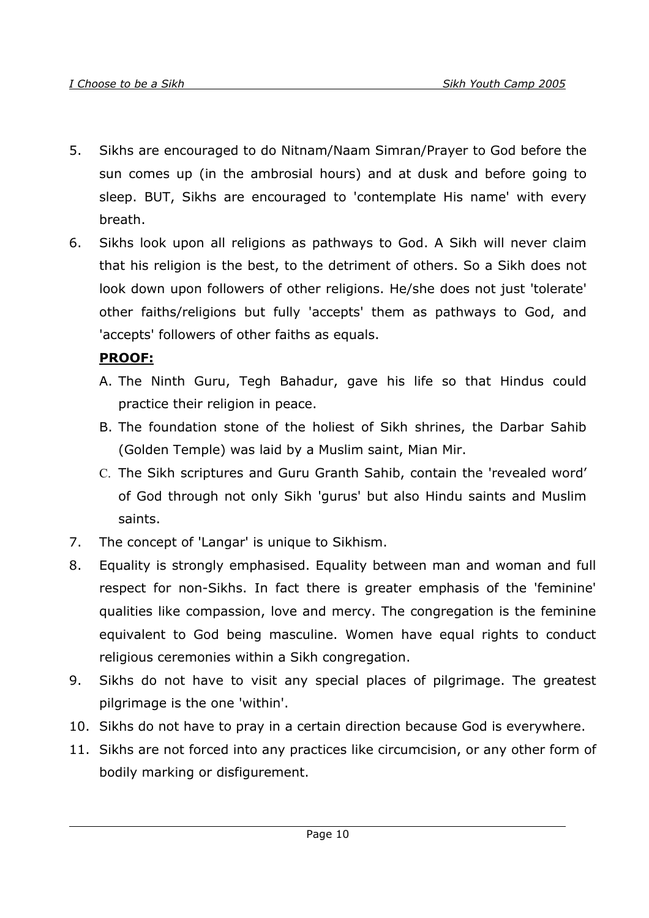5. Sikhs are encouraged to do Nitnam/Naam Simran/Prayer to God before the sun comes up (in the ambrosial hours) and at dusk and before going to sleep. BUT, Sikhs are encouraged to 'contemplate His name' with every breath.
6. Sikhs look upon all religions as pathways to God. A Sikh will never claim that his religion is the best, to the detriment of others. So a Sikh does not look down upon followers of other religions. He/she does not just 'tolerate' other faiths/religions but fully 'accepts' them as pathways to God, and 'accepts' followers of other faiths as equals.

   **<u>PROOF:</u>**

   A. The Ninth Guru, Tegh Bahadur, gave his life so that Hindus could practice their religion in peace.
   B. The foundation stone of the holiest of Sikh shrines, the Darbar Sahib (Golden Temple) was laid by a Muslim saint, Mian Mir.
   C. The Sikh scriptures and Guru Granth Sahib, contain the 'revealed word' of God through not only Sikh 'gurus' but also Hindu saints and Muslim saints.
7. The concept of 'Langar' is unique to Sikhism.
8. Equality is strongly emphasised. Equality between man and woman and full respect for non-Sikhs. In fact there is greater emphasis of the 'feminine' qualities like compassion, love and mercy. The congregation is the feminine equivalent to God being masculine. Women have equal rights to conduct religious ceremonies within a Sikh congregation.
9. Sikhs do not have to visit any special places of pilgrimage. The greatest pilgrimage is the one 'within'.
10. Sikhs do not have to pray in a certain direction because God is everywhere.
11. Sikhs are not forced into any practices like circumcision, or any other form of bodily marking or disfigurement.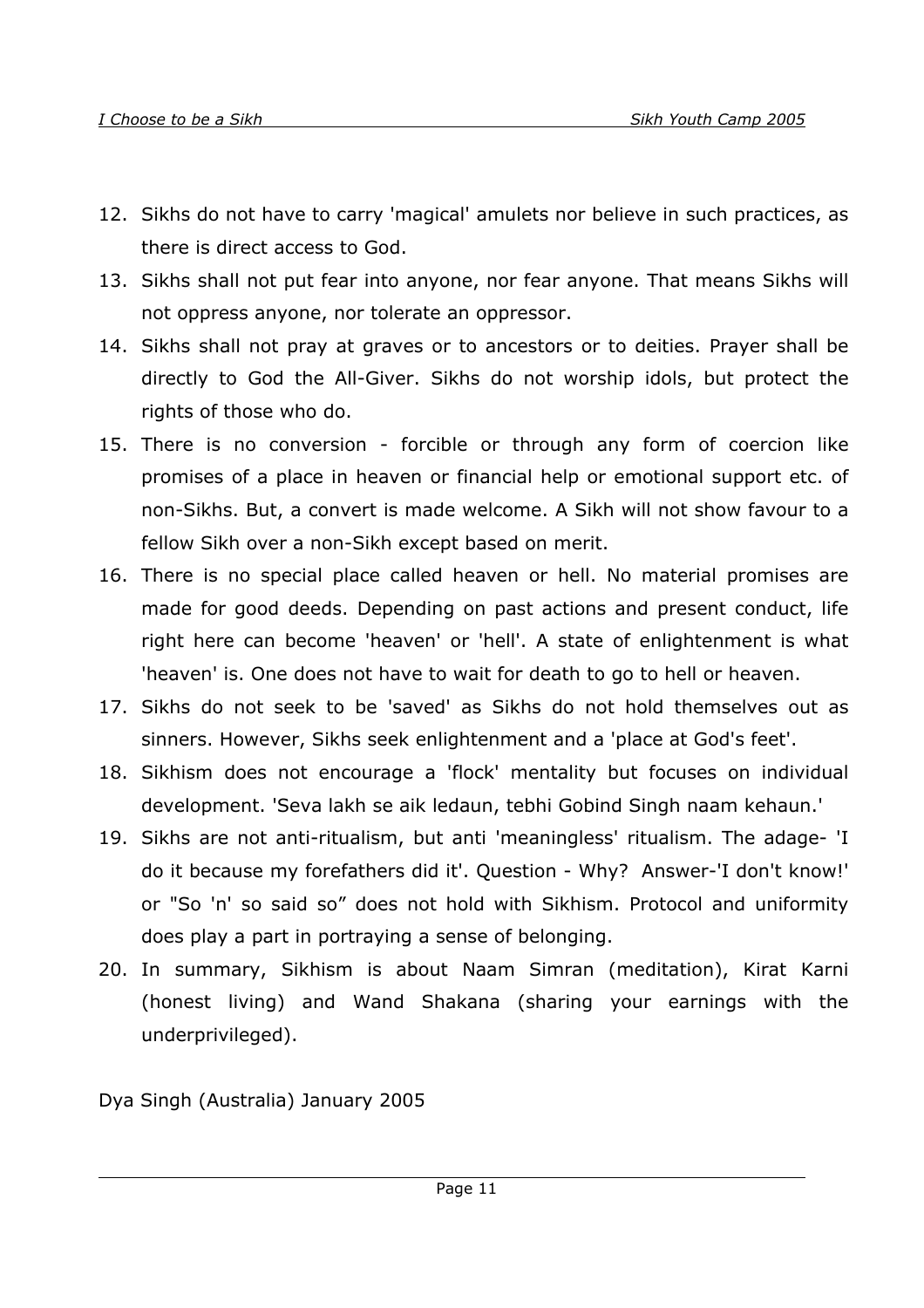12. Sikhs do not have to carry 'magical' amulets nor believe in such practices, as there is direct access to God.
13. Sikhs shall not put fear into anyone, nor fear anyone. That means Sikhs will not oppress anyone, nor tolerate an oppressor.
14. Sikhs shall not pray at graves or to ancestors or to deities. Prayer shall be directly to God the All-Giver. Sikhs do not worship idols, but protect the rights of those who do.
15. There is no conversion - forcible or through any form of coercion like promises of a place in heaven or financial help or emotional support etc. of non-Sikhs. But, a convert is made welcome. A Sikh will not show favour to a fellow Sikh over a non-Sikh except based on merit.
16. There is no special place called heaven or hell. No material promises are made for good deeds. Depending on past actions and present conduct, life right here can become 'heaven' or 'hell'. A state of enlightenment is what 'heaven' is. One does not have to wait for death to go to hell or heaven.
17. Sikhs do not seek to be 'saved' as Sikhs do not hold themselves out as sinners. However, Sikhs seek enlightenment and a 'place at God's feet'.
18. Sikhism does not encourage a 'flock' mentality but focuses on individual development. 'Seva lakh se aik ledaun, tebhi Gobind Singh naam kehaun.'
19. Sikhs are not anti-ritualism, but anti 'meaningless' ritualism. The adage- 'I do it because my forefathers did it'. Question - Why? Answer-'I don't know!' or "So 'n' so said so" does not hold with Sikhism. Protocol and uniformity does play a part in portraying a sense of belonging.
20. In summary, Sikhism is about Naam Simran (meditation), Kirat Karni (honest living) and Wand Shakana (sharing your earnings with the underprivileged).

Dya Singh (Australia) January 2005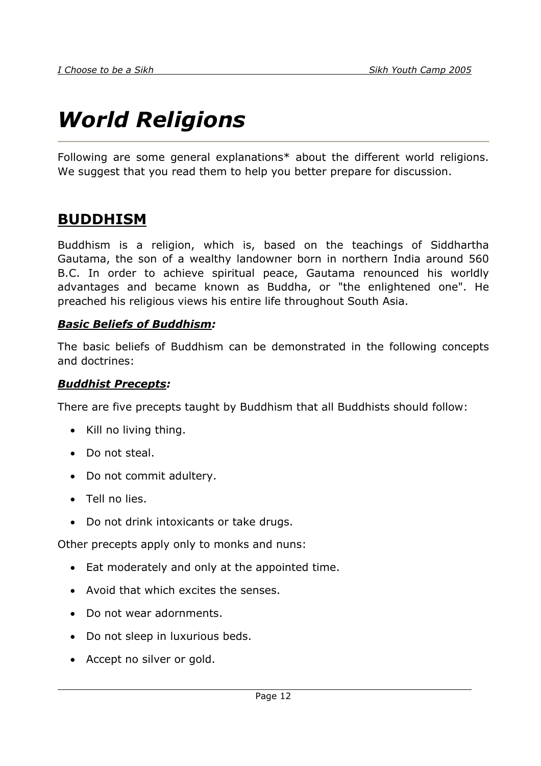# *World Religions*

Following are some general explanations* about the different world religions. We suggest that you read them to help you better prepare for discussion.

## BUDDHISM

Buddhism is a religion, which is, based on the teachings of Siddhartha Gautama, the son of a wealthy landowner born in northern India around 560 B.C. In order to achieve spiritual peace, Gautama renounced his worldly advantages and became known as Buddha, or "the enlightened one". He preached his religious views his entire life throughout South Asia.

### ***Basic Beliefs of Buddhism:***

The basic beliefs of Buddhism can be demonstrated in the following concepts and doctrines:

### ***Buddhist Precepts:***

There are five precepts taught by Buddhism that all Buddhists should follow:

- Kill no living thing.
- Do not steal.
- Do not commit adultery.
- Tell no lies.
- Do not drink intoxicants or take drugs.

Other precepts apply only to monks and nuns:

- Eat moderately and only at the appointed time.
- Avoid that which excites the senses.
- Do not wear adornments.
- Do not sleep in luxurious beds.
- Accept no silver or gold.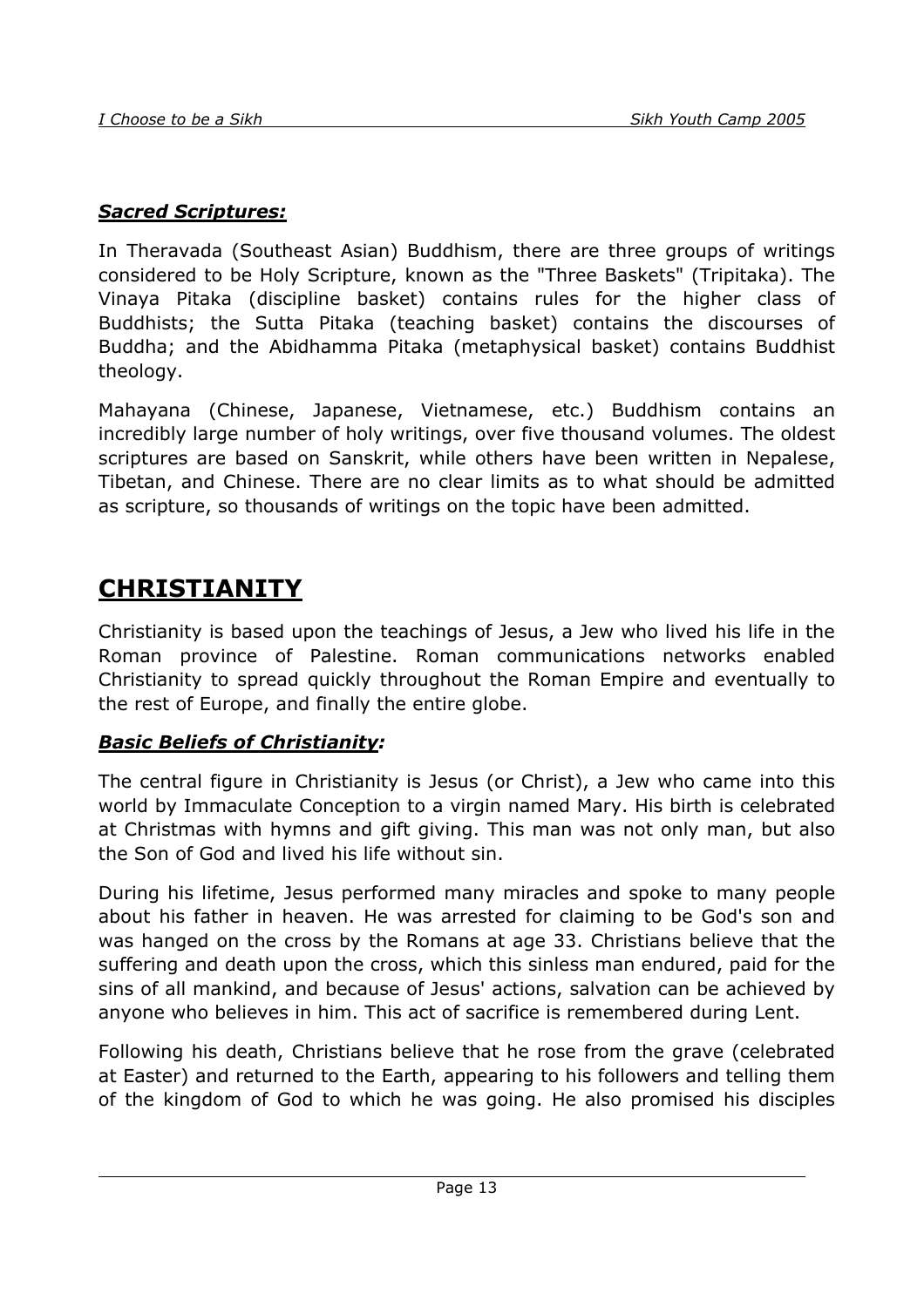### ***Sacred Scriptures:***

In Theravada (Southeast Asian) Buddhism, there are three groups of writings considered to be Holy Scripture, known as the "Three Baskets" (Tripitaka). The Vinaya Pitaka (discipline basket) contains rules for the higher class of Buddhists; the Sutta Pitaka (teaching basket) contains the discourses of Buddha; and the Abidhamma Pitaka (metaphysical basket) contains Buddhist theology.

Mahayana (Chinese, Japanese, Vietnamese, etc.) Buddhism contains an incredibly large number of holy writings, over five thousand volumes. The oldest scriptures are based on Sanskrit, while others have been written in Nepalese, Tibetan, and Chinese. There are no clear limits as to what should be admitted as scripture, so thousands of writings on the topic have been admitted.

## **CHRISTIANITY**

Christianity is based upon the teachings of Jesus, a Jew who lived his life in the Roman province of Palestine. Roman communications networks enabled Christianity to spread quickly throughout the Roman Empire and eventually to the rest of Europe, and finally the entire globe.

### ***Basic Beliefs of Christianity:***

The central figure in Christianity is Jesus (or Christ), a Jew who came into this world by Immaculate Conception to a virgin named Mary. His birth is celebrated at Christmas with hymns and gift giving. This man was not only man, but also the Son of God and lived his life without sin.

During his lifetime, Jesus performed many miracles and spoke to many people about his father in heaven. He was arrested for claiming to be God's son and was hanged on the cross by the Romans at age 33. Christians believe that the suffering and death upon the cross, which this sinless man endured, paid for the sins of all mankind, and because of Jesus' actions, salvation can be achieved by anyone who believes in him. This act of sacrifice is remembered during Lent.

Following his death, Christians believe that he rose from the grave (celebrated at Easter) and returned to the Earth, appearing to his followers and telling them of the kingdom of God to which he was going. He also promised his disciples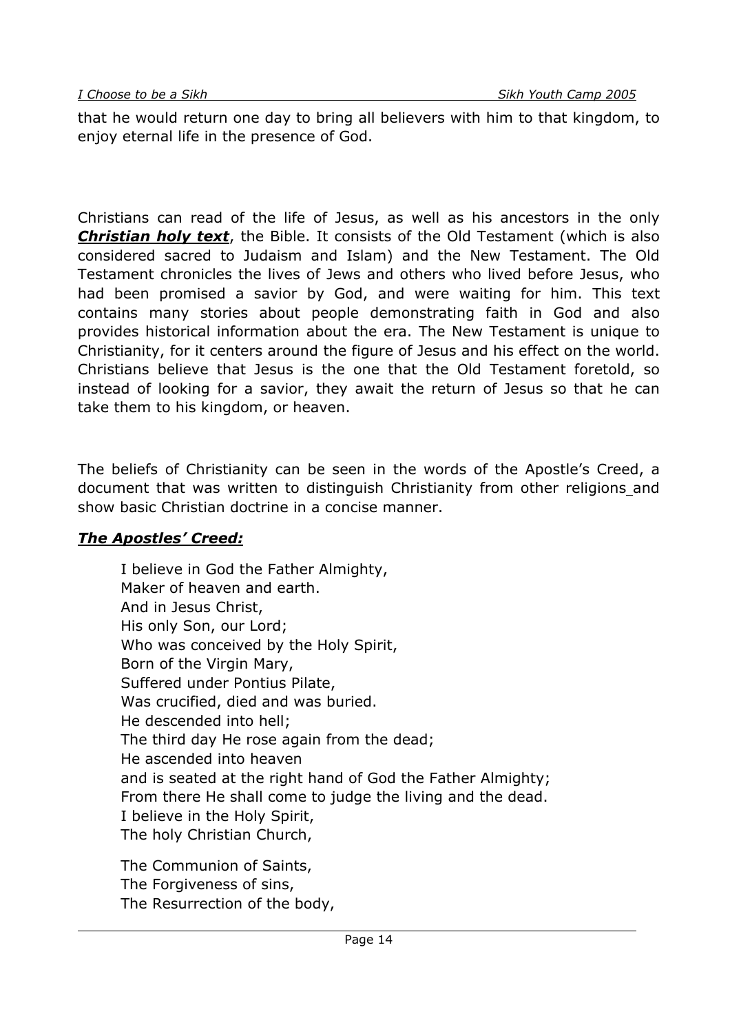that he would return one day to bring all believers with him to that kingdom, to enjoy eternal life in the presence of God.

Christians can read of the life of Jesus, as well as his ancestors in the only ***Christian holy text***, the Bible. It consists of the Old Testament (which is also considered sacred to Judaism and Islam) and the New Testament. The Old Testament chronicles the lives of Jews and others who lived before Jesus, who had been promised a savior by God, and were waiting for him. This text contains many stories about people demonstrating faith in God and also provides historical information about the era. The New Testament is unique to Christianity, for it centers around the figure of Jesus and his effect on the world. Christians believe that Jesus is the one that the Old Testament foretold, so instead of looking for a savior, they await the return of Jesus so that he can take them to his kingdom, or heaven.

The beliefs of Christianity can be seen in the words of the Apostle's Creed, a document that was written to distinguish Christianity from other religions and show basic Christian doctrine in a concise manner.

***The Apostles' Creed:***

> I believe in God the Father Almighty,
> Maker of heaven and earth.
> And in Jesus Christ,
> His only Son, our Lord;
> Who was conceived by the Holy Spirit,
> Born of the Virgin Mary,
> Suffered under Pontius Pilate,
> Was crucified, died and was buried.
> He descended into hell;
> The third day He rose again from the dead;
> He ascended into heaven
> and is seated at the right hand of God the Father Almighty;
> From there He shall come to judge the living and the dead.
> I believe in the Holy Spirit,
> The holy Christian Church,
>
> The Communion of Saints,
> The Forgiveness of sins,
> The Resurrection of the body,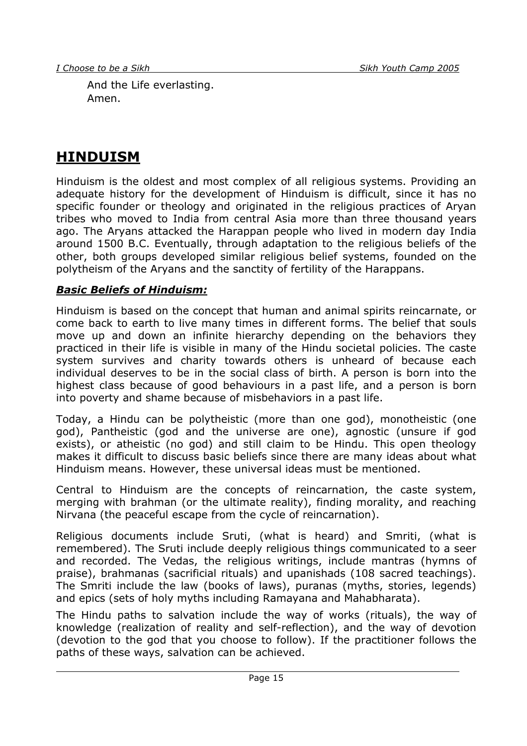And the Life everlasting.
Amen.

# HINDUISM

Hinduism is the oldest and most complex of all religious systems. Providing an adequate history for the development of Hinduism is difficult, since it has no specific founder or theology and originated in the religious practices of Aryan tribes who moved to India from central Asia more than three thousand years ago. The Aryans attacked the Harappan people who lived in modern day India around 1500 B.C. Eventually, through adaptation to the religious beliefs of the other, both groups developed similar religious belief systems, founded on the polytheism of the Aryans and the sanctity of fertility of the Harappans.

### *Basic Beliefs of Hinduism:*

Hinduism is based on the concept that human and animal spirits reincarnate, or come back to earth to live many times in different forms. The belief that souls move up and down an infinite hierarchy depending on the behaviors they practiced in their life is visible in many of the Hindu societal policies. The caste system survives and charity towards others is unheard of because each individual deserves to be in the social class of birth. A person is born into the highest class because of good behaviours in a past life, and a person is born into poverty and shame because of misbehaviors in a past life.

Today, a Hindu can be polytheistic (more than one god), monotheistic (one god), Pantheistic (god and the universe are one), agnostic (unsure if god exists), or atheistic (no god) and still claim to be Hindu. This open theology makes it difficult to discuss basic beliefs since there are many ideas about what Hinduism means. However, these universal ideas must be mentioned.

Central to Hinduism are the concepts of reincarnation, the caste system, merging with brahman (or the ultimate reality), finding morality, and reaching Nirvana (the peaceful escape from the cycle of reincarnation).

Religious documents include Sruti, (what is heard) and Smriti, (what is remembered). The Sruti include deeply religious things communicated to a seer and recorded. The Vedas, the religious writings, include mantras (hymns of praise), brahmanas (sacrificial rituals) and upanishads (108 sacred teachings). The Smriti include the law (books of laws), puranas (myths, stories, legends) and epics (sets of holy myths including Ramayana and Mahabharata).

The Hindu paths to salvation include the way of works (rituals), the way of knowledge (realization of reality and self-reflection), and the way of devotion (devotion to the god that you choose to follow). If the practitioner follows the paths of these ways, salvation can be achieved.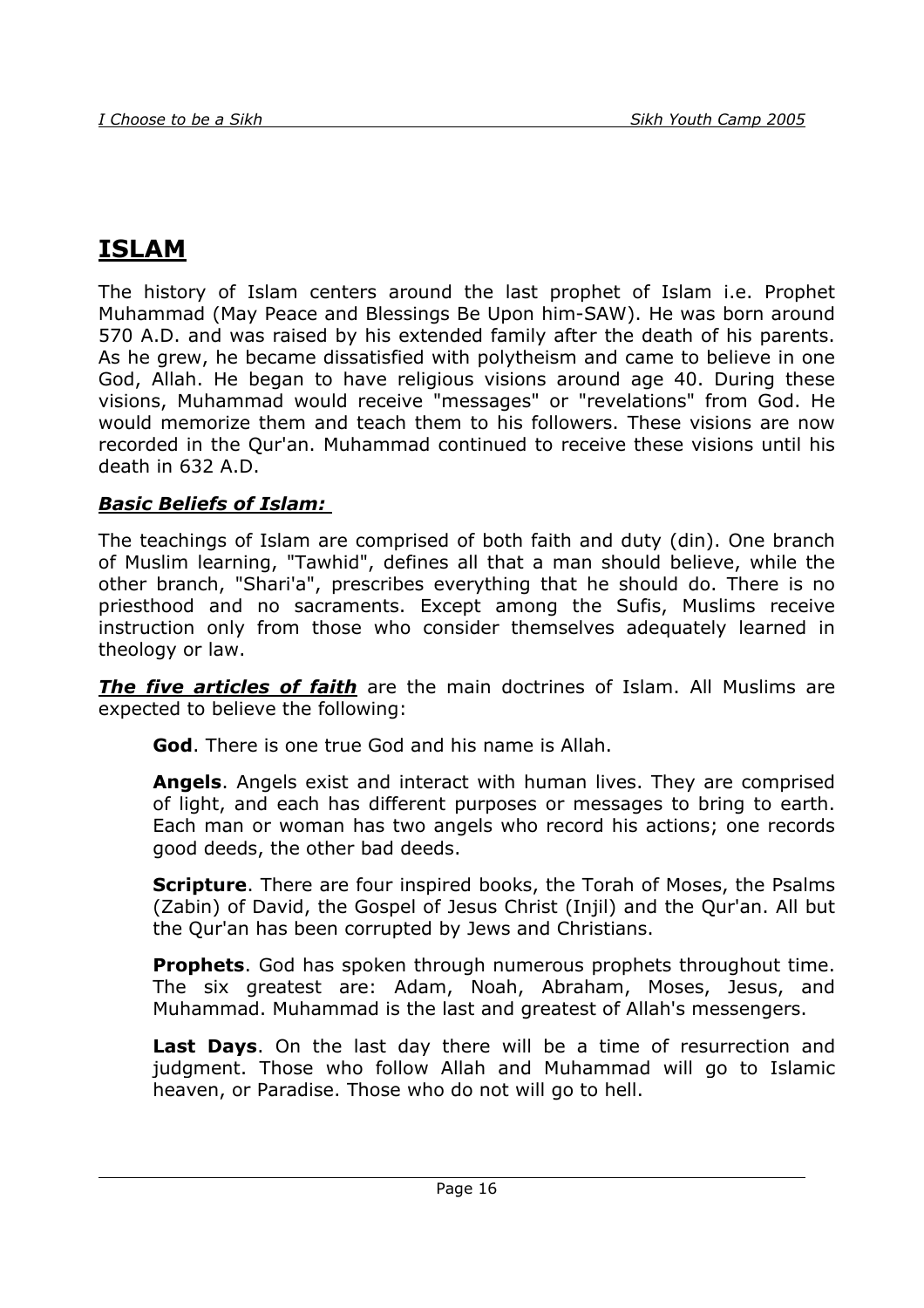# ISLAM

The history of Islam centers around the last prophet of Islam i.e. Prophet Muhammad (May Peace and Blessings Be Upon him-SAW). He was born around 570 A.D. and was raised by his extended family after the death of his parents. As he grew, he became dissatisfied with polytheism and came to believe in one God, Allah. He began to have religious visions around age 40. During these visions, Muhammad would receive "messages" or "revelations" from God. He would memorize them and teach them to his followers. These visions are now recorded in the Qur'an. Muhammad continued to receive these visions until his death in 632 A.D.

### ***Basic Beliefs of Islam:***

The teachings of Islam are comprised of both faith and duty (din). One branch of Muslim learning, "Tawhid", defines all that a man should believe, while the other branch, "Shari'a", prescribes everything that he should do. There is no priesthood and no sacraments. Except among the Sufis, Muslims receive instruction only from those who consider themselves adequately learned in theology or law.

***The five articles of faith*** are the main doctrines of Islam. All Muslims are expected to believe the following:

**God**. There is one true God and his name is Allah.

**Angels**. Angels exist and interact with human lives. They are comprised of light, and each has different purposes or messages to bring to earth. Each man or woman has two angels who record his actions; one records good deeds, the other bad deeds.

**Scripture**. There are four inspired books, the Torah of Moses, the Psalms (Zabin) of David, the Gospel of Jesus Christ (Injil) and the Qur'an. All but the Qur'an has been corrupted by Jews and Christians.

**Prophets**. God has spoken through numerous prophets throughout time. The six greatest are: Adam, Noah, Abraham, Moses, Jesus, and Muhammad. Muhammad is the last and greatest of Allah's messengers.

**Last Days**. On the last day there will be a time of resurrection and judgment. Those who follow Allah and Muhammad will go to Islamic heaven, or Paradise. Those who do not will go to hell.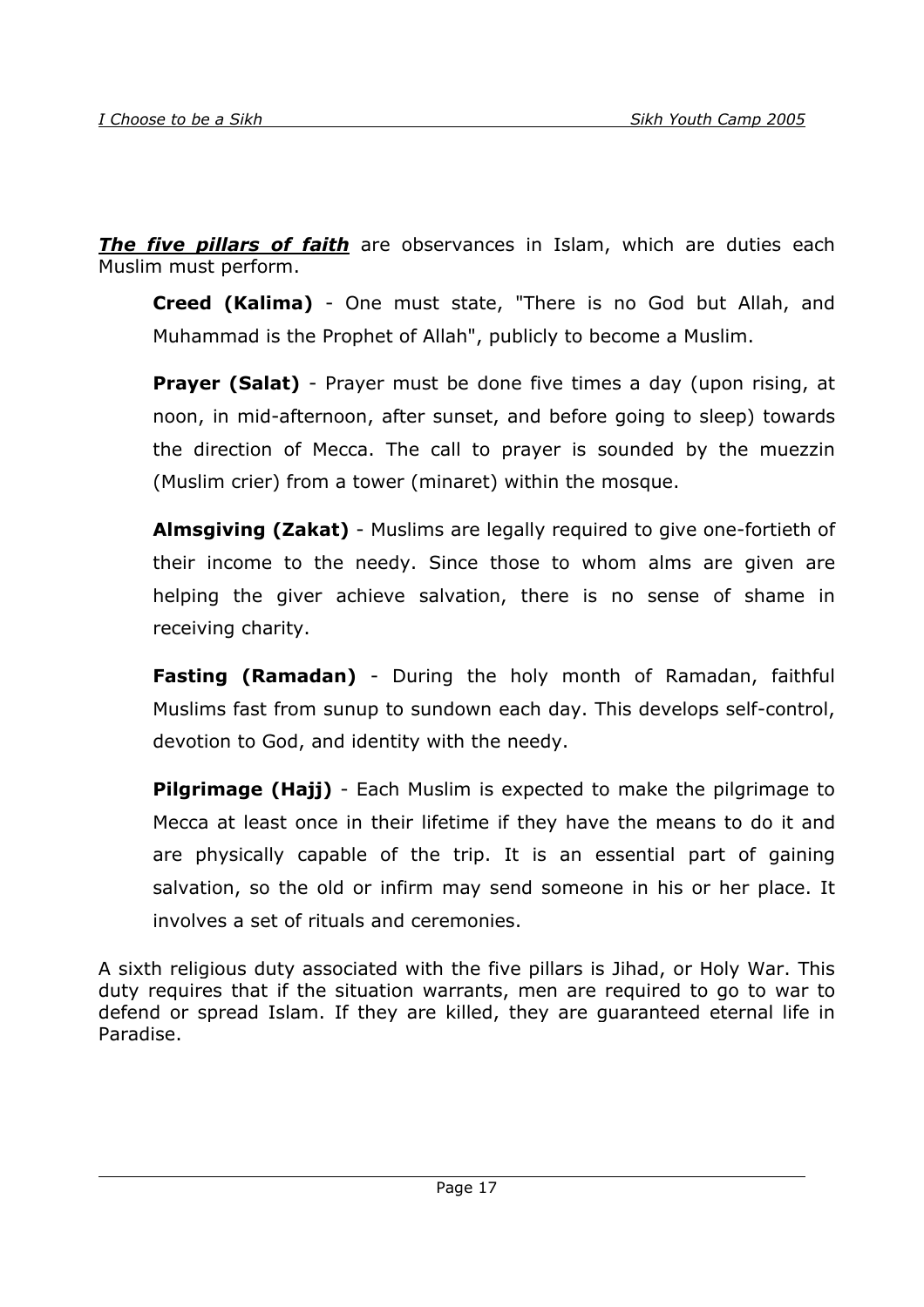***The five pillars of faith*** are observances in Islam, which are duties each Muslim must perform.

**Creed (Kalima)** - One must state, "There is no God but Allah, and Muhammad is the Prophet of Allah", publicly to become a Muslim.

**Prayer (Salat)** - Prayer must be done five times a day (upon rising, at noon, in mid-afternoon, after sunset, and before going to sleep) towards the direction of Mecca. The call to prayer is sounded by the muezzin (Muslim crier) from a tower (minaret) within the mosque.

**Almsgiving (Zakat)** - Muslims are legally required to give one-fortieth of their income to the needy. Since those to whom alms are given are helping the giver achieve salvation, there is no sense of shame in receiving charity.

**Fasting (Ramadan)** - During the holy month of Ramadan, faithful Muslims fast from sunup to sundown each day. This develops self-control, devotion to God, and identity with the needy.

**Pilgrimage (Hajj)** - Each Muslim is expected to make the pilgrimage to Mecca at least once in their lifetime if they have the means to do it and are physically capable of the trip. It is an essential part of gaining salvation, so the old or infirm may send someone in his or her place. It involves a set of rituals and ceremonies.

A sixth religious duty associated with the five pillars is Jihad, or Holy War. This duty requires that if the situation warrants, men are required to go to war to defend or spread Islam. If they are killed, they are guaranteed eternal life in Paradise.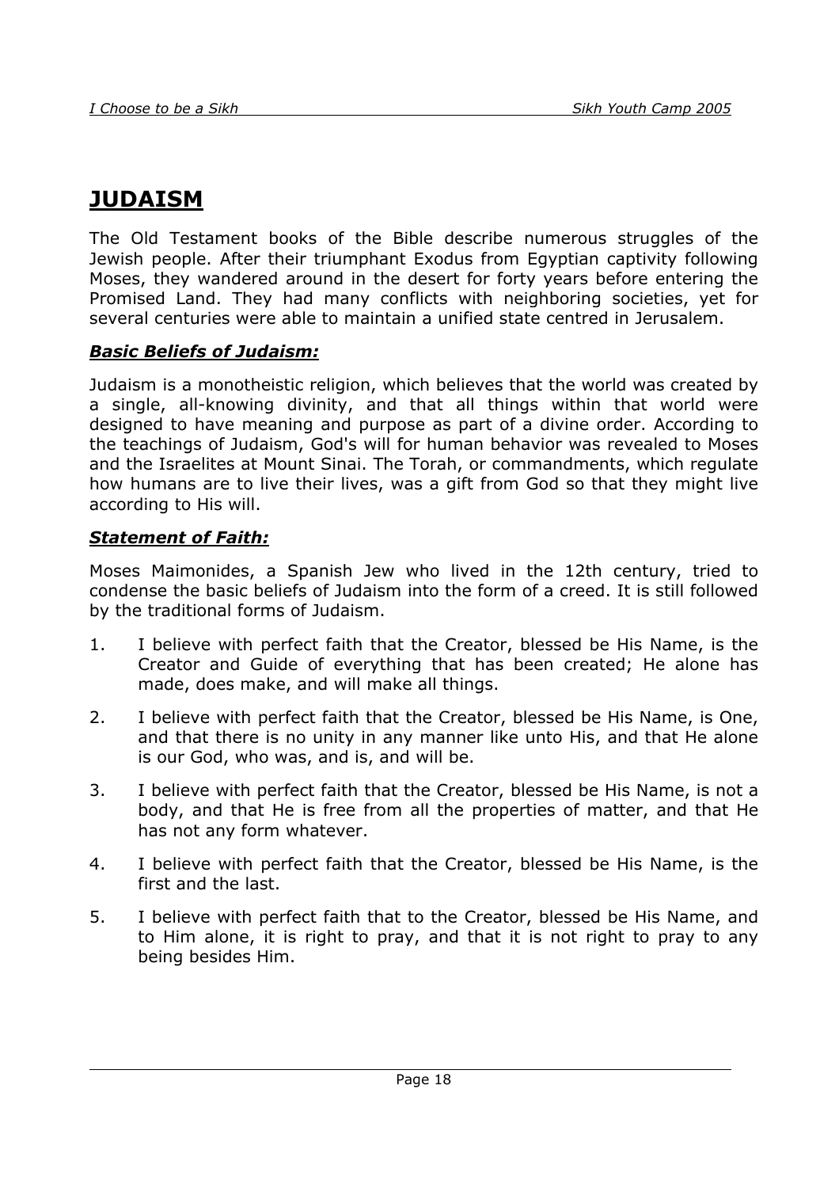# JUDAISM

The Old Testament books of the Bible describe numerous struggles of the Jewish people. After their triumphant Exodus from Egyptian captivity following Moses, they wandered around in the desert for forty years before entering the Promised Land. They had many conflicts with neighboring societies, yet for several centuries were able to maintain a unified state centred in Jerusalem.

### ***Basic Beliefs of Judaism:***

Judaism is a monotheistic religion, which believes that the world was created by a single, all-knowing divinity, and that all things within that world were designed to have meaning and purpose as part of a divine order. According to the teachings of Judaism, God's will for human behavior was revealed to Moses and the Israelites at Mount Sinai. The Torah, or commandments, which regulate how humans are to live their lives, was a gift from God so that they might live according to His will.

### ***Statement of Faith:***

Moses Maimonides, a Spanish Jew who lived in the 12th century, tried to condense the basic beliefs of Judaism into the form of a creed. It is still followed by the traditional forms of Judaism.

1. I believe with perfect faith that the Creator, blessed be His Name, is the Creator and Guide of everything that has been created; He alone has made, does make, and will make all things.

2. I believe with perfect faith that the Creator, blessed be His Name, is One, and that there is no unity in any manner like unto His, and that He alone is our God, who was, and is, and will be.

3. I believe with perfect faith that the Creator, blessed be His Name, is not a body, and that He is free from all the properties of matter, and that He has not any form whatever.

4. I believe with perfect faith that the Creator, blessed be His Name, is the first and the last.

5. I believe with perfect faith that to the Creator, blessed be His Name, and to Him alone, it is right to pray, and that it is not right to pray to any being besides Him.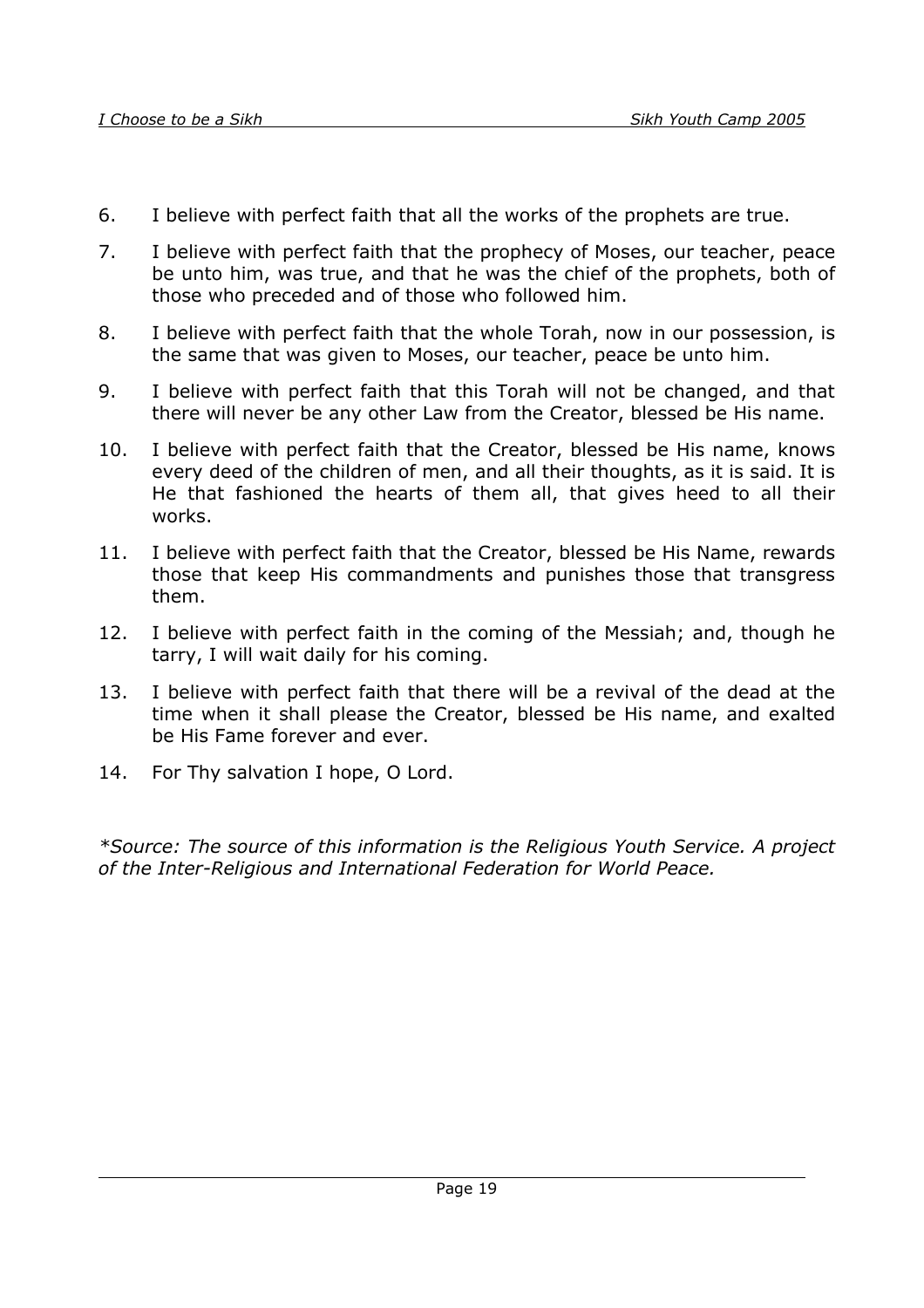6. I believe with perfect faith that all the works of the prophets are true.

7. I believe with perfect faith that the prophecy of Moses, our teacher, peace be unto him, was true, and that he was the chief of the prophets, both of those who preceded and of those who followed him.

8. I believe with perfect faith that the whole Torah, now in our possession, is the same that was given to Moses, our teacher, peace be unto him.

9. I believe with perfect faith that this Torah will not be changed, and that there will never be any other Law from the Creator, blessed be His name.

10. I believe with perfect faith that the Creator, blessed be His name, knows every deed of the children of men, and all their thoughts, as it is said. It is He that fashioned the hearts of them all, that gives heed to all their works.

11. I believe with perfect faith that the Creator, blessed be His Name, rewards those that keep His commandments and punishes those that transgress them.

12. I believe with perfect faith in the coming of the Messiah; and, though he tarry, I will wait daily for his coming.

13. I believe with perfect faith that there will be a revival of the dead at the time when it shall please the Creator, blessed be His name, and exalted be His Fame forever and ever.

14. For Thy salvation I hope, O Lord.

**Source: The source of this information is the Religious Youth Service. A project of the Inter-Religious and International Federation for World Peace.*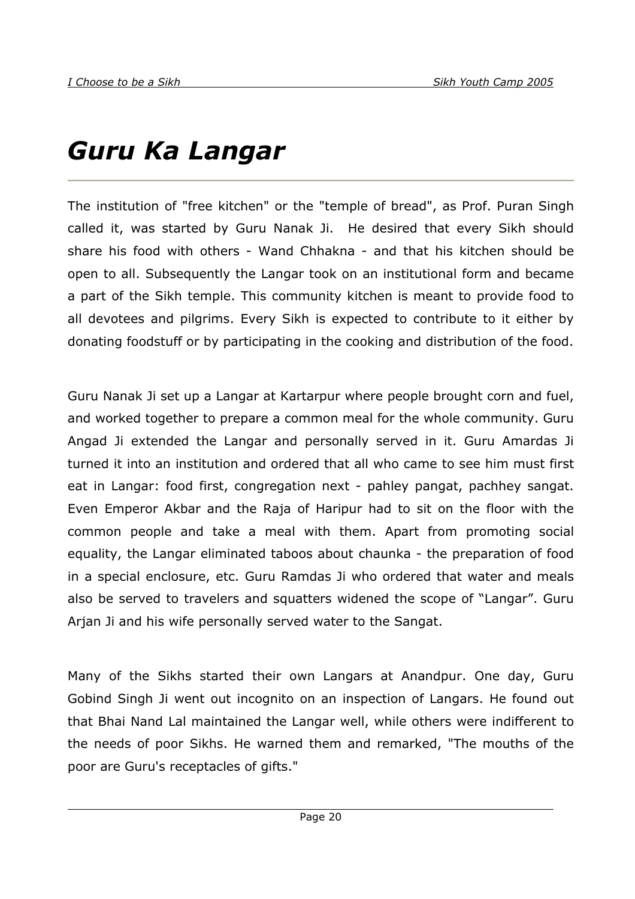# *Guru Ka Langar*

The institution of "free kitchen" or the "temple of bread", as Prof. Puran Singh called it, was started by Guru Nanak Ji. He desired that every Sikh should share his food with others - Wand Chhakna - and that his kitchen should be open to all. Subsequently the Langar took on an institutional form and became a part of the Sikh temple. This community kitchen is meant to provide food to all devotees and pilgrims. Every Sikh is expected to contribute to it either by donating foodstuff or by participating in the cooking and distribution of the food.

Guru Nanak Ji set up a Langar at Kartarpur where people brought corn and fuel, and worked together to prepare a common meal for the whole community. Guru Angad Ji extended the Langar and personally served in it. Guru Amardas Ji turned it into an institution and ordered that all who came to see him must first eat in Langar: food first, congregation next - pahley pangat, pachhey sangat. Even Emperor Akbar and the Raja of Haripur had to sit on the floor with the common people and take a meal with them. Apart from promoting social equality, the Langar eliminated taboos about chaunka - the preparation of food in a special enclosure, etc. Guru Ramdas Ji who ordered that water and meals also be served to travelers and squatters widened the scope of "Langar". Guru Arjan Ji and his wife personally served water to the Sangat.

Many of the Sikhs started their own Langars at Anandpur. One day, Guru Gobind Singh Ji went out incognito on an inspection of Langars. He found out that Bhai Nand Lal maintained the Langar well, while others were indifferent to the needs of poor Sikhs. He warned them and remarked, "The mouths of the poor are Guru's receptacles of gifts."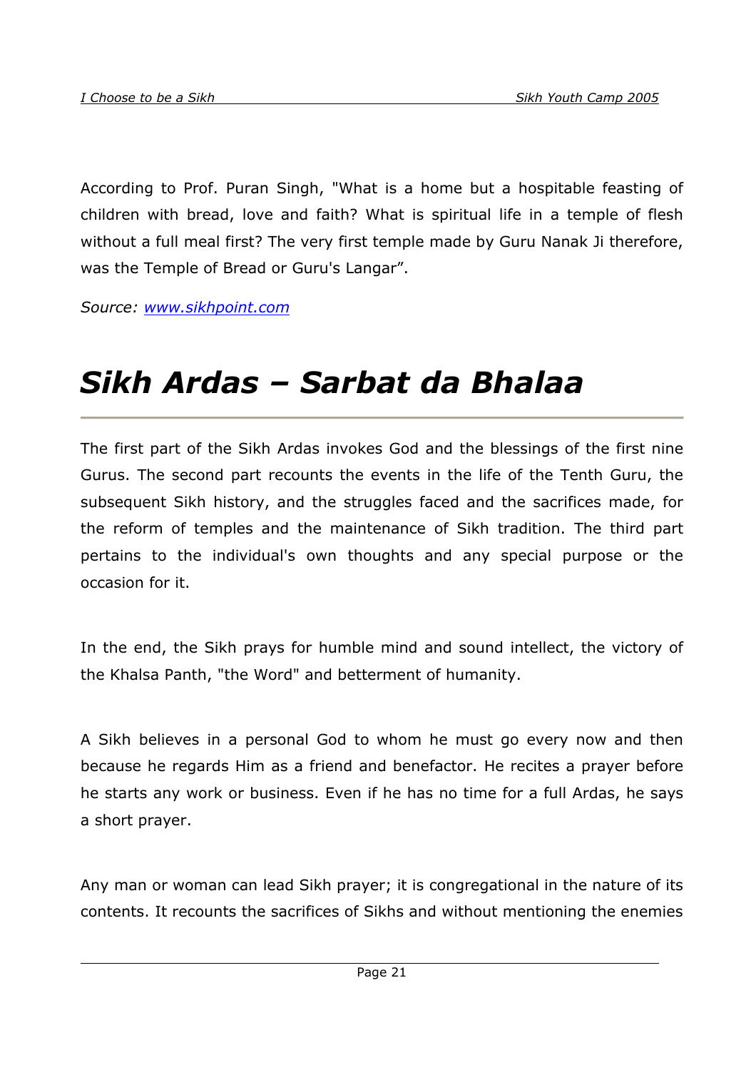According to Prof. Puran Singh, "What is a home but a hospitable feasting of children with bread, love and faith? What is spiritual life in a temple of flesh without a full meal first? The very first temple made by Guru Nanak Ji therefore, was the Temple of Bread or Guru's Langar".

*Source: [www.sikhpoint.com](www.sikhpoint.com)*

# *Sikh Ardas – Sarbat da Bhalaa*

The first part of the Sikh Ardas invokes God and the blessings of the first nine Gurus. The second part recounts the events in the life of the Tenth Guru, the subsequent Sikh history, and the struggles faced and the sacrifices made, for the reform of temples and the maintenance of Sikh tradition. The third part pertains to the individual's own thoughts and any special purpose or the occasion for it.

In the end, the Sikh prays for humble mind and sound intellect, the victory of the Khalsa Panth, "the Word" and betterment of humanity.

A Sikh believes in a personal God to whom he must go every now and then because he regards Him as a friend and benefactor. He recites a prayer before he starts any work or business. Even if he has no time for a full Ardas, he says a short prayer.

Any man or woman can lead Sikh prayer; it is congregational in the nature of its contents. It recounts the sacrifices of Sikhs and without mentioning the enemies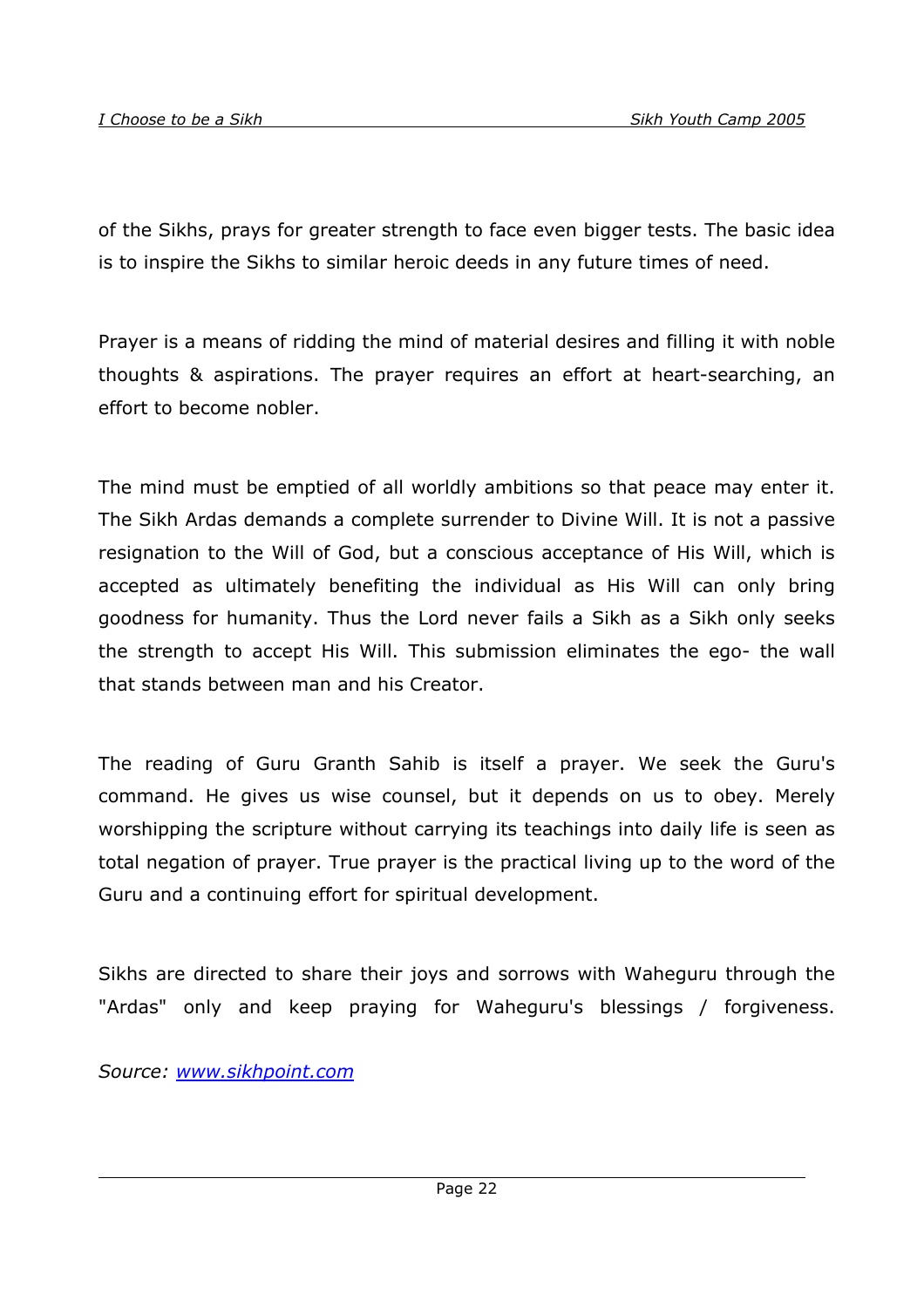of the Sikhs, prays for greater strength to face even bigger tests. The basic idea is to inspire the Sikhs to similar heroic deeds in any future times of need.

Prayer is a means of ridding the mind of material desires and filling it with noble thoughts & aspirations. The prayer requires an effort at heart-searching, an effort to become nobler.

The mind must be emptied of all worldly ambitions so that peace may enter it. The Sikh Ardas demands a complete surrender to Divine Will. It is not a passive resignation to the Will of God, but a conscious acceptance of His Will, which is accepted as ultimately benefiting the individual as His Will can only bring goodness for humanity. Thus the Lord never fails a Sikh as a Sikh only seeks the strength to accept His Will. This submission eliminates the ego- the wall that stands between man and his Creator.

The reading of Guru Granth Sahib is itself a prayer. We seek the Guru's command. He gives us wise counsel, but it depends on us to obey. Merely worshipping the scripture without carrying its teachings into daily life is seen as total negation of prayer. True prayer is the practical living up to the word of the Guru and a continuing effort for spiritual development.

Sikhs are directed to share their joys and sorrows with Waheguru through the "Ardas" only and keep praying for Waheguru's blessings / forgiveness.

*Source: [www.sikhpoint.com](http://www.sikhpoint.com)*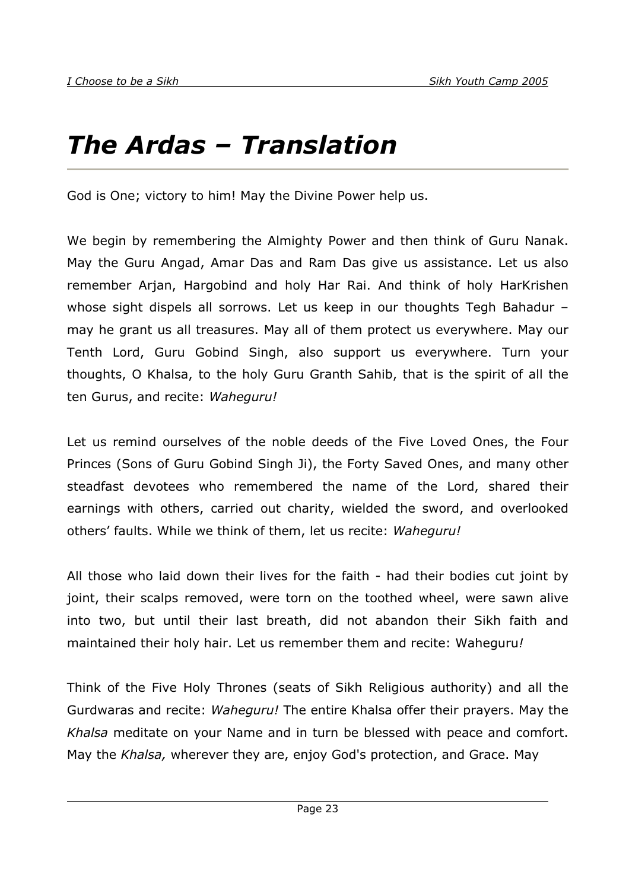# *The Ardas – Translation*

God is One; victory to him! May the Divine Power help us.

We begin by remembering the Almighty Power and then think of Guru Nanak. May the Guru Angad, Amar Das and Ram Das give us assistance. Let us also remember Arjan, Hargobind and holy Har Rai. And think of holy HarKrishen whose sight dispels all sorrows. Let us keep in our thoughts Tegh Bahadur – may he grant us all treasures. May all of them protect us everywhere. May our Tenth Lord, Guru Gobind Singh, also support us everywhere. Turn your thoughts, O Khalsa, to the holy Guru Granth Sahib, that is the spirit of all the ten Gurus, and recite: *Waheguru!*

Let us remind ourselves of the noble deeds of the Five Loved Ones, the Four Princes (Sons of Guru Gobind Singh Ji), the Forty Saved Ones, and many other steadfast devotees who remembered the name of the Lord, shared their earnings with others, carried out charity, wielded the sword, and overlooked others' faults. While we think of them, let us recite: *Waheguru!*

All those who laid down their lives for the faith - had their bodies cut joint by joint, their scalps removed, were torn on the toothed wheel, were sawn alive into two, but until their last breath, did not abandon their Sikh faith and maintained their holy hair. Let us remember them and recite: Waheguru*!*

Think of the Five Holy Thrones (seats of Sikh Religious authority) and all the Gurdwaras and recite: *Waheguru!* The entire Khalsa offer their prayers. May the *Khalsa* meditate on your Name and in turn be blessed with peace and comfort. May the *Khalsa,* wherever they are, enjoy God's protection, and Grace. May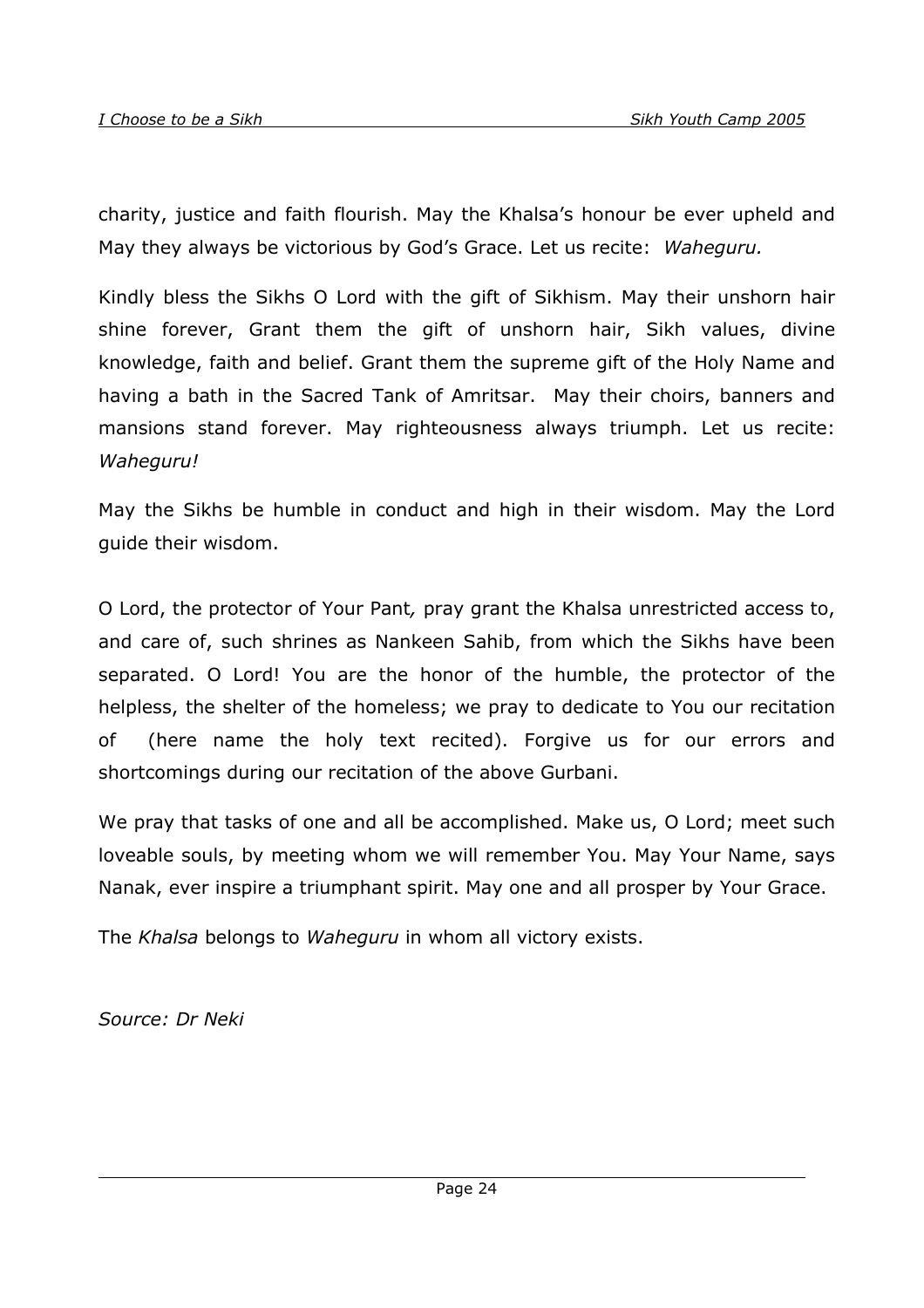charity, justice and faith flourish. May the Khalsa's honour be ever upheld and May they always be victorious by God's Grace. Let us recite: *Waheguru.*

Kindly bless the Sikhs O Lord with the gift of Sikhism. May their unshorn hair shine forever, Grant them the gift of unshorn hair, Sikh values, divine knowledge, faith and belief. Grant them the supreme gift of the Holy Name and having a bath in the Sacred Tank of Amritsar. May their choirs, banners and mansions stand forever. May righteousness always triumph. Let us recite: *Waheguru!*

May the Sikhs be humble in conduct and high in their wisdom. May the Lord guide their wisdom.

O Lord, the protector of Your Pant*,* pray grant the Khalsa unrestricted access to, and care of, such shrines as Nankeen Sahib, from which the Sikhs have been separated. O Lord! You are the honor of the humble, the protector of the helpless, the shelter of the homeless; we pray to dedicate to You our recitation of (here name the holy text recited). Forgive us for our errors and shortcomings during our recitation of the above Gurbani.

We pray that tasks of one and all be accomplished. Make us, O Lord; meet such loveable souls, by meeting whom we will remember You. May Your Name, says Nanak, ever inspire a triumphant spirit. May one and all prosper by Your Grace.

The *Khalsa* belongs to *Waheguru* in whom all victory exists.

*Source: Dr Neki*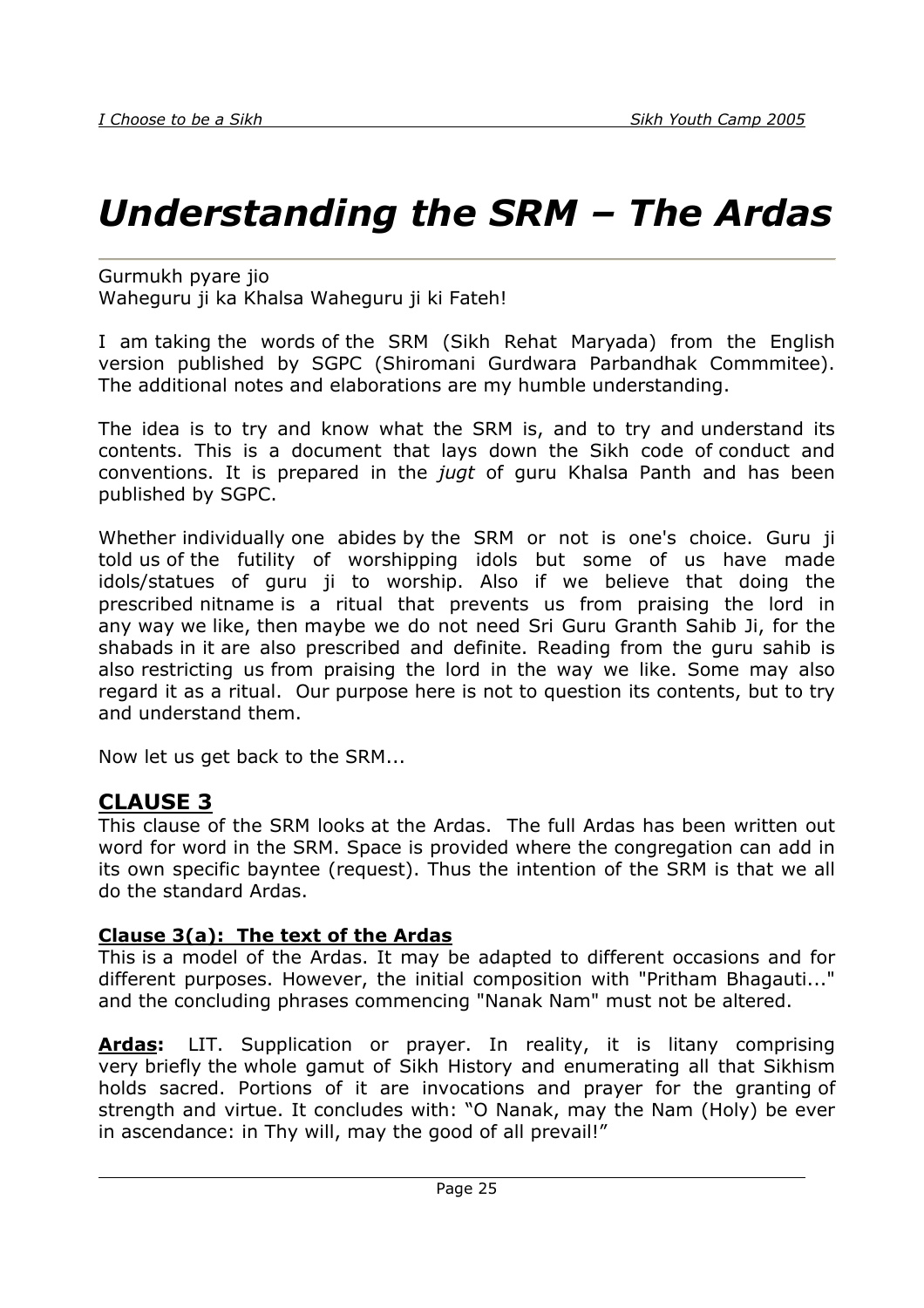# *Understanding the SRM – The Ardas*

Gurmukh pyare jio
Waheguru ji ka Khalsa Waheguru ji ki Fateh!

I am taking the words of the SRM (Sikh Rehat Maryada) from the English version published by SGPC (Shiromani Gurdwara Parbandhak Commmitee). The additional notes and elaborations are my humble understanding.

The idea is to try and know what the SRM is, and to try and understand its contents. This is a document that lays down the Sikh code of conduct and conventions. It is prepared in the *jugt* of guru Khalsa Panth and has been published by SGPC.

Whether individually one abides by the SRM or not is one's choice. Guru ji told us of the futility of worshipping idols but some of us have made idols/statues of guru ji to worship. Also if we believe that doing the prescribed nitname is a ritual that prevents us from praising the lord in any way we like, then maybe we do not need Sri Guru Granth Sahib Ji, for the shabads in it are also prescribed and definite. Reading from the guru sahib is also restricting us from praising the lord in the way we like. Some may also regard it as a ritual. Our purpose here is not to question its contents, but to try and understand them.

Now let us get back to the SRM...

## CLAUSE 3

This clause of the SRM looks at the Ardas. The full Ardas has been written out word for word in the SRM. Space is provided where the congregation can add in its own specific bayntee (request). Thus the intention of the SRM is that we all do the standard Ardas.

### Clause 3(a): The text of the Ardas

This is a model of the Ardas. It may be adapted to different occasions and for different purposes. However, the initial composition with "Pritham Bhagauti..." and the concluding phrases commencing "Nanak Nam" must not be altered.

**Ardas:** LIT. Supplication or prayer. In reality, it is litany comprising very briefly the whole gamut of Sikh History and enumerating all that Sikhism holds sacred. Portions of it are invocations and prayer for the granting of strength and virtue. It concludes with: "O Nanak, may the Nam (Holy) be ever in ascendance: in Thy will, may the good of all prevail!"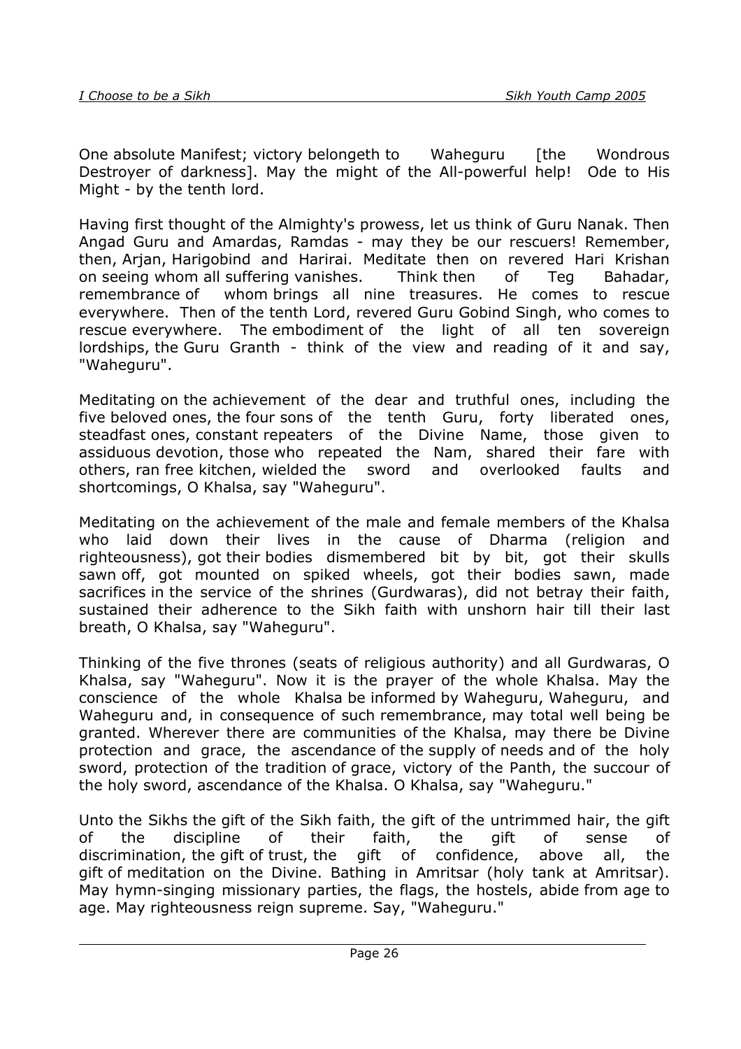One absolute Manifest; victory belongeth to Waheguru [the Wondrous Destroyer of darkness]. May the might of the All-powerful help! Ode to His Might - by the tenth lord.

Having first thought of the Almighty's prowess, let us think of Guru Nanak. Then Angad Guru and Amardas, Ramdas - may they be our rescuers! Remember, then, Arjan, Harigobind and Harirai. Meditate then on revered Hari Krishan on seeing whom all suffering vanishes. Think then of Teg Bahadar, remembrance of whom brings all nine treasures. He comes to rescue everywhere. Then of the tenth Lord, revered Guru Gobind Singh, who comes to rescue everywhere. The embodiment of the light of all ten sovereign lordships, the Guru Granth - think of the view and reading of it and say, "Waheguru".

Meditating on the achievement of the dear and truthful ones, including the five beloved ones, the four sons of the tenth Guru, forty liberated ones, steadfast ones, constant repeaters of the Divine Name, those given to assiduous devotion, those who repeated the Nam, shared their fare with others, ran free kitchen, wielded the sword and overlooked faults and shortcomings, O Khalsa, say "Waheguru".

Meditating on the achievement of the male and female members of the Khalsa who laid down their lives in the cause of Dharma (religion and righteousness), got their bodies dismembered bit by bit, got their skulls sawn off, got mounted on spiked wheels, got their bodies sawn, made sacrifices in the service of the shrines (Gurdwaras), did not betray their faith, sustained their adherence to the Sikh faith with unshorn hair till their last breath, O Khalsa, say "Waheguru".

Thinking of the five thrones (seats of religious authority) and all Gurdwaras, O Khalsa, say "Waheguru". Now it is the prayer of the whole Khalsa. May the conscience of the whole Khalsa be informed by Waheguru, Waheguru, and Waheguru and, in consequence of such remembrance, may total well being be granted. Wherever there are communities of the Khalsa, may there be Divine protection and grace, the ascendance of the supply of needs and of the holy sword, protection of the tradition of grace, victory of the Panth, the succour of the holy sword, ascendance of the Khalsa. O Khalsa, say "Waheguru."

Unto the Sikhs the gift of the Sikh faith, the gift of the untrimmed hair, the gift of the discipline of their faith, the gift of sense of discrimination, the gift of trust, the gift of confidence, above all, the gift of meditation on the Divine. Bathing in Amritsar (holy tank at Amritsar). May hymn-singing missionary parties, the flags, the hostels, abide from age to age. May righteousness reign supreme. Say, "Waheguru."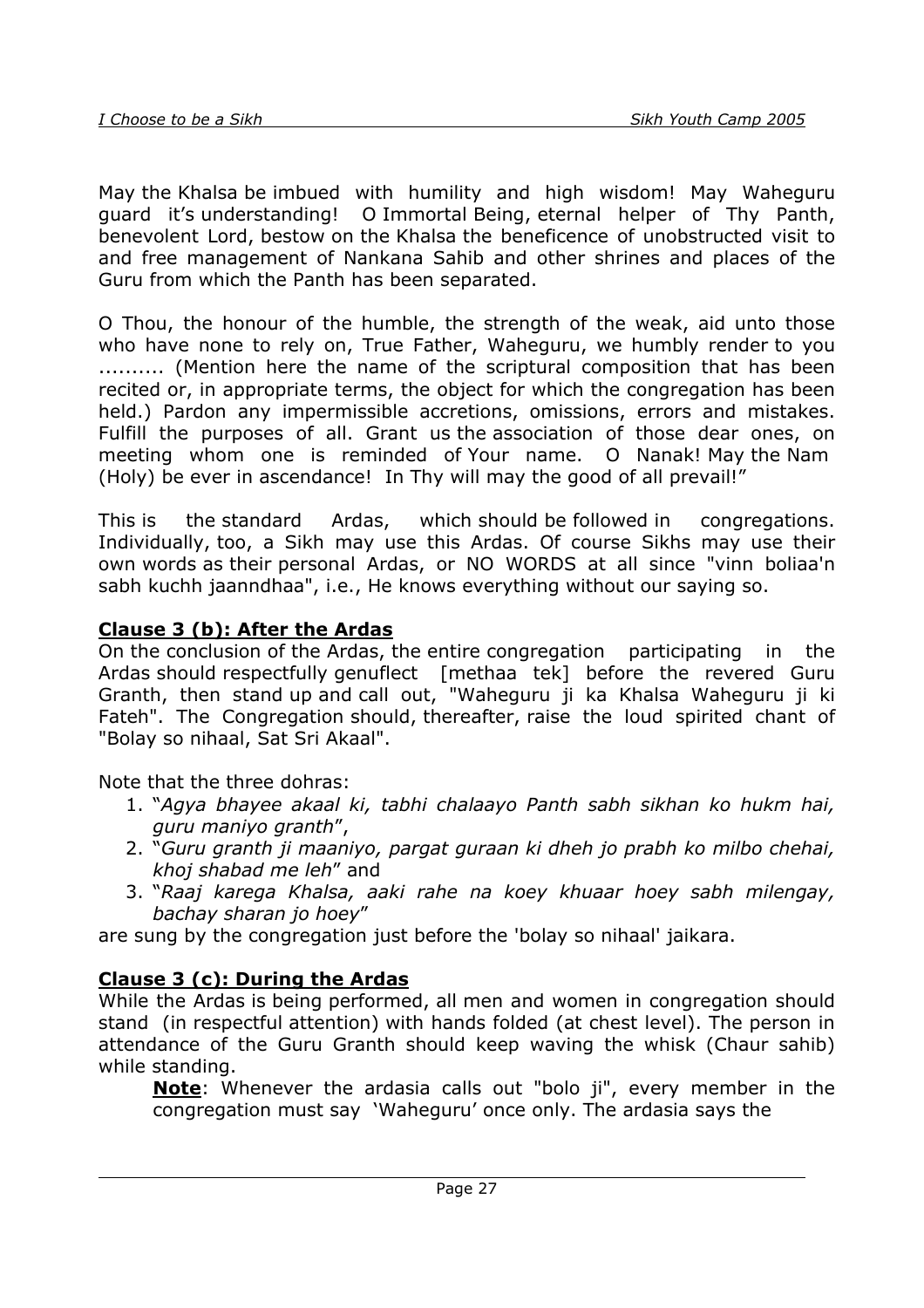May the Khalsa be imbued with humility and high wisdom! May Waheguru guard it's understanding! O Immortal Being, eternal helper of Thy Panth, benevolent Lord, bestow on the Khalsa the beneficence of unobstructed visit to and free management of Nankana Sahib and other shrines and places of the Guru from which the Panth has been separated.

O Thou, the honour of the humble, the strength of the weak, aid unto those who have none to rely on, True Father, Waheguru, we humbly render to you ......... (Mention here the name of the scriptural composition that has been recited or, in appropriate terms, the object for which the congregation has been held.) Pardon any impermissible accretions, omissions, errors and mistakes. Fulfill the purposes of all. Grant us the association of those dear ones, on meeting whom one is reminded of Your name. O Nanak! May the Nam (Holy) be ever in ascendance! In Thy will may the good of all prevail!"

This is the standard Ardas, which should be followed in congregations. Individually, too, a Sikh may use this Ardas. Of course Sikhs may use their own words as their personal Ardas, or NO WORDS at all since "vinn boliaa'n sabh kuchh jaanndhaa", i.e., He knows everything without our saying so.

## Clause 3 (b): After the Ardas

On the conclusion of the Ardas, the entire congregation participating in the Ardas should respectfully genuflect [methaa tek] before the revered Guru Granth, then stand up and call out, "Waheguru ji ka Khalsa Waheguru ji ki Fateh". The Congregation should, thereafter, raise the loud spirited chant of "Bolay so nihaal, Sat Sri Akaal".

Note that the three dohras:

1. "*Agya bhayee akaal ki, tabhi chalaayo Panth sabh sikhan ko hukm hai, guru maniyo granth*",
2. "*Guru granth ji maaniyo, pargat guraan ki dheh jo prabh ko milbo chehai, khoj shabad me leh*" and
3. "*Raaj karega Khalsa, aaki rahe na koey khuaar hoey sabh milengay, bachay sharan jo hoey*"

are sung by the congregation just before the 'bolay so nihaal' jaikara.

## Clause 3 (c): During the Ardas

While the Ardas is being performed, all men and women in congregation should stand (in respectful attention) with hands folded (at chest level). The person in attendance of the Guru Granth should keep waving the whisk (Chaur sahib) while standing.

> **Note**: Whenever the ardasia calls out "bolo ji", every member in the congregation must say 'Waheguru' once only. The ardasia says the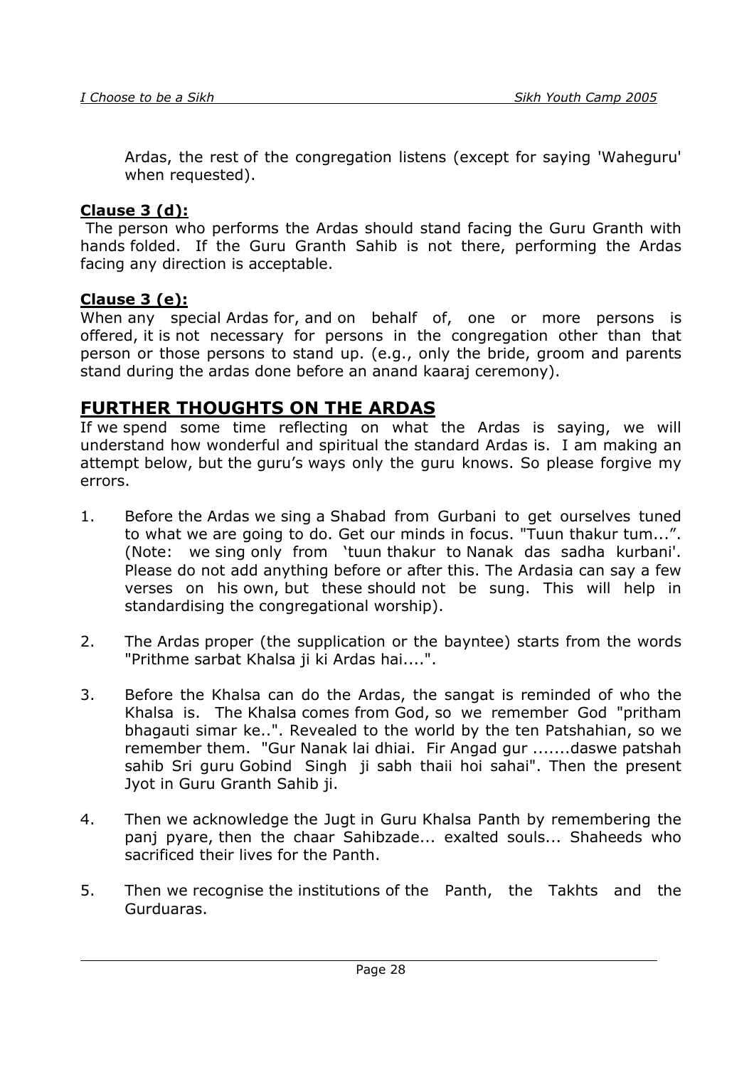Ardas, the rest of the congregation listens (except for saying 'Waheguru' when requested).

**Clause 3 (d):**

The person who performs the Ardas should stand facing the Guru Granth with hands folded. If the Guru Granth Sahib is not there, performing the Ardas facing any direction is acceptable.

**Clause 3 (e):**

When any special Ardas for, and on behalf of, one or more persons is offered, it is not necessary for persons in the congregation other than that person or those persons to stand up. (e.g., only the bride, groom and parents stand during the ardas done before an anand kaaraj ceremony).

## FURTHER THOUGHTS ON THE ARDAS

If we spend some time reflecting on what the Ardas is saying, we will understand how wonderful and spiritual the standard Ardas is. I am making an attempt below, but the guru's ways only the guru knows. So please forgive my errors.

1. Before the Ardas we sing a Shabad from Gurbani to get ourselves tuned to what we are going to do. Get our minds in focus. "Tuun thakur tum...". (Note: we sing only from 'tuun thakur to Nanak das sadha kurbani'. Please do not add anything before or after this. The Ardasia can say a few verses on his own, but these should not be sung. This will help in standardising the congregational worship).

2. The Ardas proper (the supplication or the bayntee) starts from the words "Prithme sarbat Khalsa ji ki Ardas hai....".

3. Before the Khalsa can do the Ardas, the sangat is reminded of who the Khalsa is. The Khalsa comes from God, so we remember God "pritham bhagauti simar ke..". Revealed to the world by the ten Patshahian, so we remember them. "Gur Nanak lai dhiai. Fir Angad gur .......daswe patshah sahib Sri guru Gobind Singh ji sabh thaii hoi sahai". Then the present Jyot in Guru Granth Sahib ji.

4. Then we acknowledge the Jugt in Guru Khalsa Panth by remembering the panj pyare, then the chaar Sahibzade... exalted souls... Shaheeds who sacrificed their lives for the Panth.

5. Then we recognise the institutions of the Panth, the Takhts and the Gurduaras.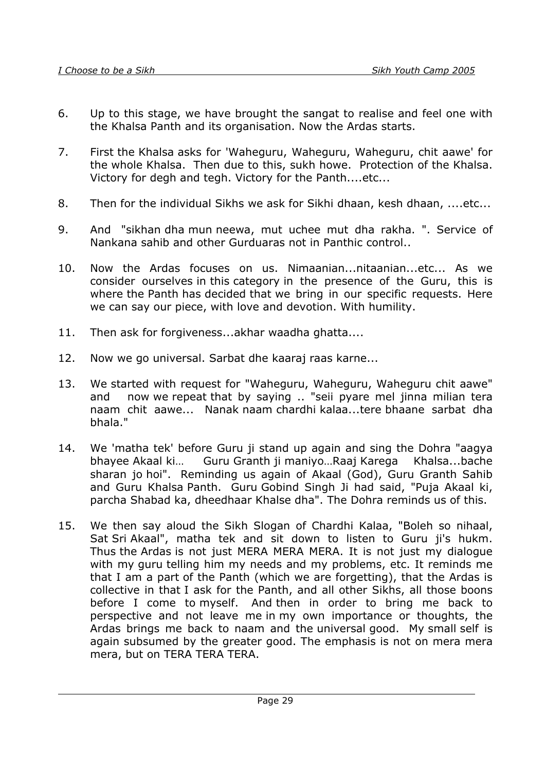6. Up to this stage, we have brought the sangat to realise and feel one with the Khalsa Panth and its organisation. Now the Ardas starts.

7. First the Khalsa asks for 'Waheguru, Waheguru, Waheguru, chit aawe' for the whole Khalsa. Then due to this, sukh howe. Protection of the Khalsa. Victory for degh and tegh. Victory for the Panth....etc...

8. Then for the individual Sikhs we ask for Sikhi dhaan, kesh dhaan, ....etc...

9. And "sikhan dha mun neewa, mut uchee mut dha rakha. ". Service of Nankana sahib and other Gurduaras not in Panthic control..

10. Now the Ardas focuses on us. Nimaanian...nitaanian...etc... As we consider ourselves in this category in the presence of the Guru, this is where the Panth has decided that we bring in our specific requests. Here we can say our piece, with love and devotion. With humility.

11. Then ask for forgiveness...akhar waadha ghatta....

12. Now we go universal. Sarbat dhe kaaraj raas karne...

13. We started with request for "Waheguru, Waheguru, Waheguru chit aawe" and now we repeat that by saying .. "seii pyare mel jinna milian tera naam chit aawe... Nanak naam chardhi kalaa...tere bhaane sarbat dha bhala."

14. We 'matha tek' before Guru ji stand up again and sing the Dohra "aagya bhayee Akaal ki… Guru Granth ji maniyo…Raaj Karega Khalsa...bache sharan jo hoi". Reminding us again of Akaal (God), Guru Granth Sahib and Guru Khalsa Panth. Guru Gobind Singh Ji had said, "Puja Akaal ki, parcha Shabad ka, dheedhaar Khalse dha". The Dohra reminds us of this.

15. We then say aloud the Sikh Slogan of Chardhi Kalaa, "Boleh so nihaal, Sat Sri Akaal", matha tek and sit down to listen to Guru ji's hukm. Thus the Ardas is not just MERA MERA MERA. It is not just my dialogue with my guru telling him my needs and my problems, etc. It reminds me that I am a part of the Panth (which we are forgetting), that the Ardas is collective in that I ask for the Panth, and all other Sikhs, all those boons before I come to myself. And then in order to bring me back to perspective and not leave me in my own importance or thoughts, the Ardas brings me back to naam and the universal good. My small self is again subsumed by the greater good. The emphasis is not on mera mera mera, but on TERA TERA TERA.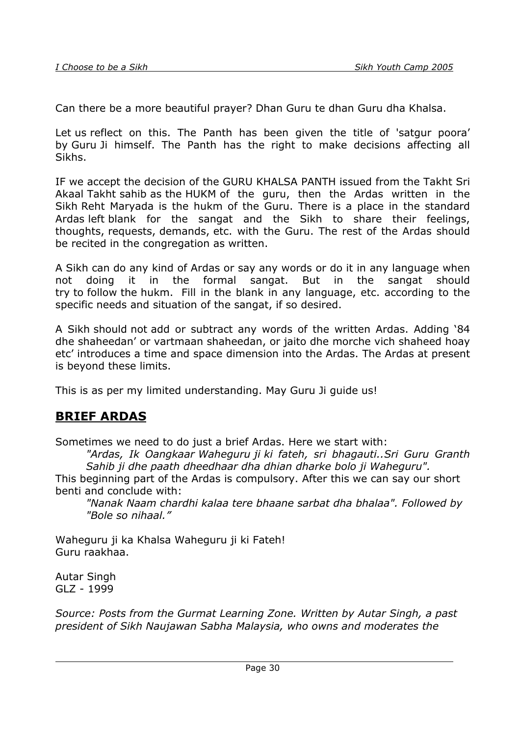Can there be a more beautiful prayer? Dhan Guru te dhan Guru dha Khalsa.

Let us reflect on this. The Panth has been given the title of 'satgur poora' by Guru Ji himself. The Panth has the right to make decisions affecting all Sikhs.

IF we accept the decision of the GURU KHALSA PANTH issued from the Takht Sri Akaal Takht sahib as the HUKM of the guru, then the Ardas written in the Sikh Reht Maryada is the hukm of the Guru. There is a place in the standard Ardas left blank for the sangat and the Sikh to share their feelings, thoughts, requests, demands, etc. with the Guru. The rest of the Ardas should be recited in the congregation as written.

A Sikh can do any kind of Ardas or say any words or do it in any language when not doing it in the formal sangat. But in the sangat should try to follow the hukm. Fill in the blank in any language, etc. according to the specific needs and situation of the sangat, if so desired.

A Sikh should not add or subtract any words of the written Ardas. Adding '84 dhe shaheedan' or vartmaan shaheedan, or jaito dhe morche vich shaheed hoay etc' introduces a time and space dimension into the Ardas. The Ardas at present is beyond these limits.

This is as per my limited understanding. May Guru Ji guide us!

## BRIEF ARDAS

Sometimes we need to do just a brief Ardas. Here we start with:

> *"Ardas, Ik Oangkaar Waheguru ji ki fateh, sri bhagauti..Sri Guru Granth Sahib ji dhe paath dheedhaar dha dhian dharke bolo ji Waheguru".*

This beginning part of the Ardas is compulsory. After this we can say our short benti and conclude with:

> *"Nanak Naam chardhi kalaa tere bhaane sarbat dha bhalaa". Followed by "Bole so nihaal."*

Waheguru ji ka Khalsa Waheguru ji ki Fateh!
Guru raakhaa.

Autar Singh
GLZ - 1999

*Source: Posts from the Gurmat Learning Zone. Written by Autar Singh, a past president of Sikh Naujawan Sabha Malaysia, who owns and moderates the*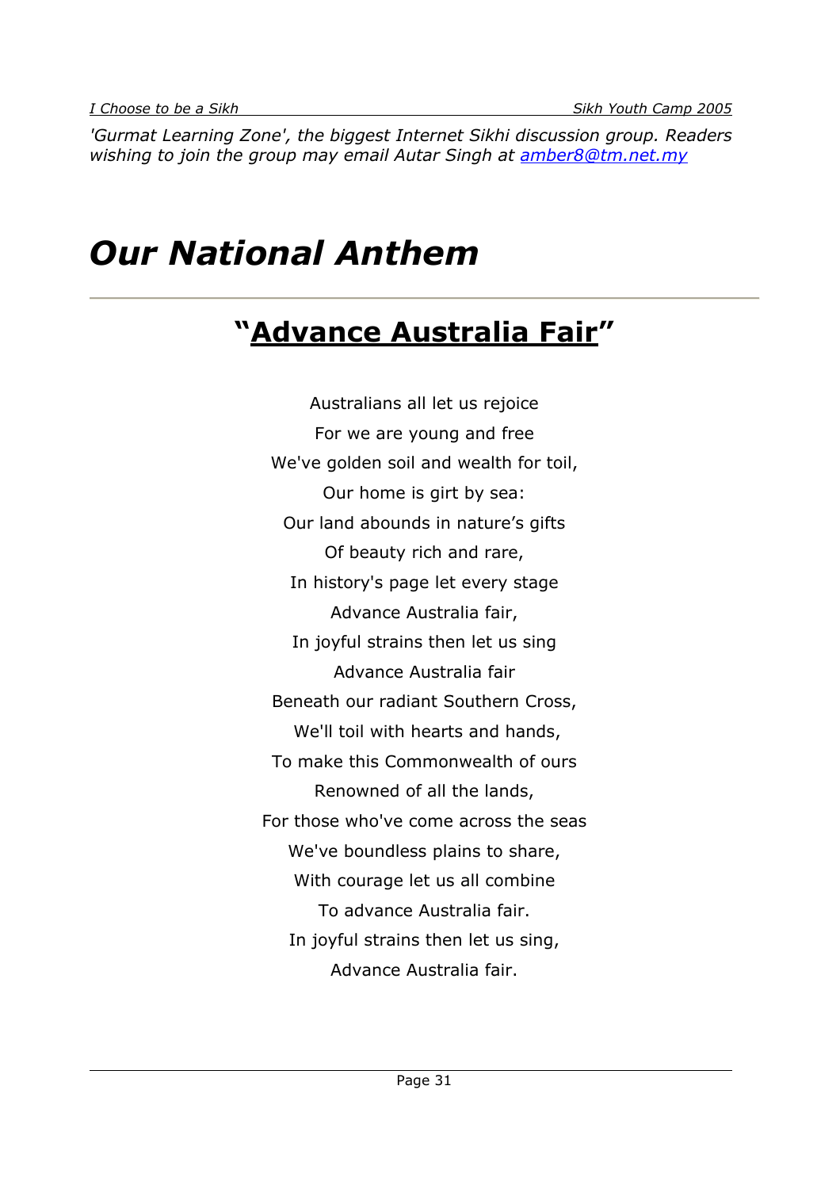*'Gurmat Learning Zone', the biggest Internet Sikhi discussion group. Readers wishing to join the group may email Autar Singh at amber8@tm.net.my*

# *Our National Anthem*

---

## "Advance Australia Fair"

Australians all let us rejoice
For we are young and free
We've golden soil and wealth for toil,
Our home is girt by sea:
Our land abounds in nature's gifts
Of beauty rich and rare,
In history's page let every stage
Advance Australia fair,
In joyful strains then let us sing
Advance Australia fair
Beneath our radiant Southern Cross,
We'll toil with hearts and hands,
To make this Commonwealth of ours
Renowned of all the lands,
For those who've come across the seas
We've boundless plains to share,
With courage let us all combine
To advance Australia fair.
In joyful strains then let us sing,
Advance Australia fair.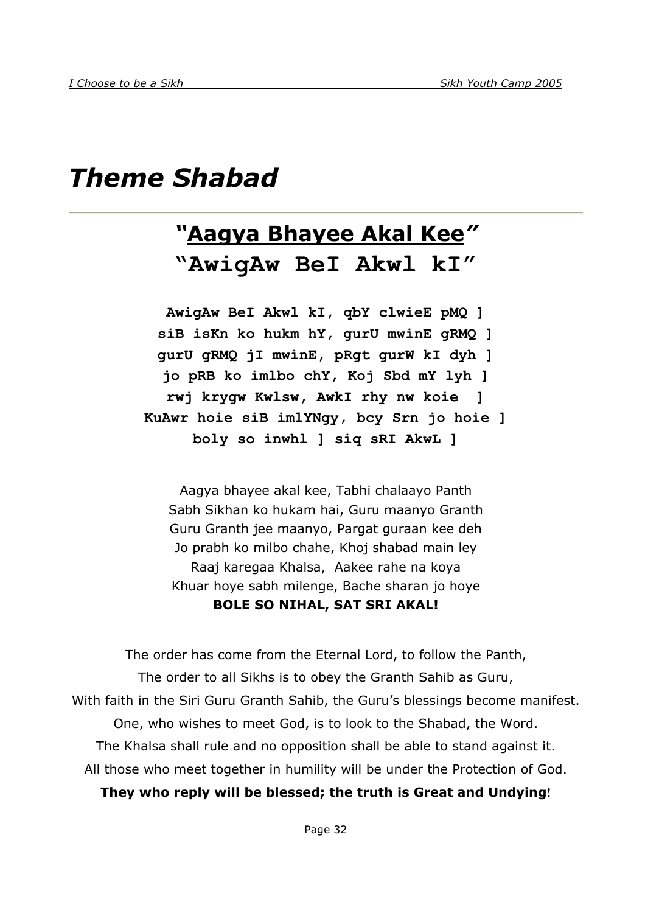# Theme Shabad

## "Aagya Bhayee Akal Kee"

## "AwigAw BeI Akwl kI"

**AwigAw BeI Akwl kI, qbY clwieE pMQ ]**
**siB isKn ko hukm hY, gurU mwinE gRMQ ]**
**gurU gRMQ jI mwinE, pRgt gurW kI dyh ]**
**jo pRB ko imlbo chY, Koj Sbd mY lyh ]**
**rwj krygw Kwlsw, AwkI rhy nw koie ]**
**KuAwr hoie siB imlYNgy, bcy Srn jo hoie ]**
**boly so inwhl ] siq sRI AkwL ]**

Aagya bhayee akal kee, Tabhi chalaayo Panth
Sabh Sikhan ko hukam hai, Guru maanyo Granth
Guru Granth jee maanyo, Pargat guraan kee deh
Jo prabh ko milbo chahe, Khoj shabad main ley
Raaj karegaa Khalsa, Aakee rahe na koya
Khuar hoye sabh milenge, Bache sharan jo hoye
**BOLE SO NIHAL, SAT SRI AKAL!**

The order has come from the Eternal Lord, to follow the Panth,
The order to all Sikhs is to obey the Granth Sahib as Guru,
With faith in the Siri Guru Granth Sahib, the Guru's blessings become manifest.
One, who wishes to meet God, is to look to the Shabad, the Word.
The Khalsa shall rule and no opposition shall be able to stand against it.
All those who meet together in humility will be under the Protection of God.
**They who reply will be blessed; the truth is Great and Undying!**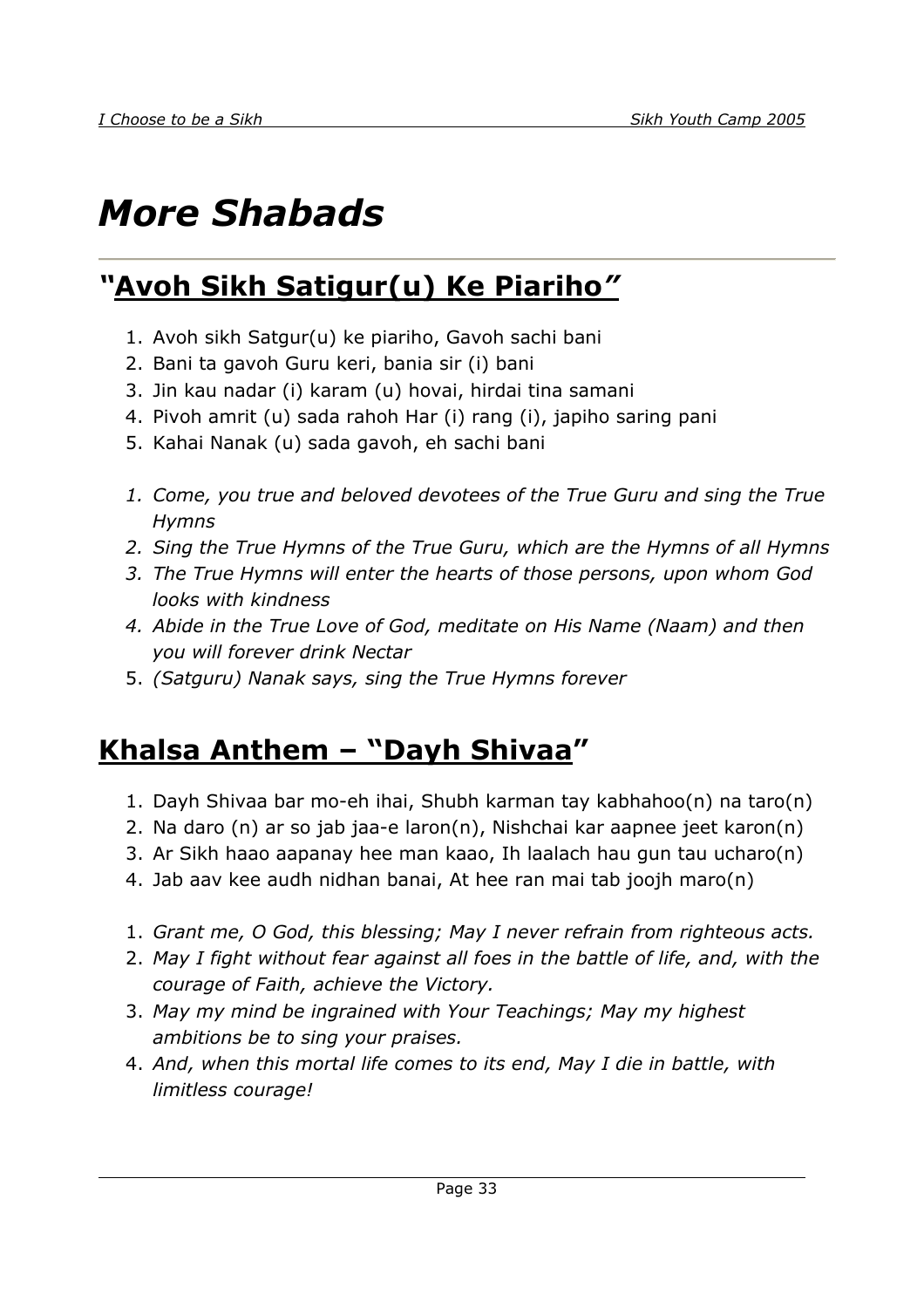# *More Shabads*

## *"*Avoh Sikh Satigur(u) Ke Piariho*"*

1. Avoh sikh Satgur(u) ke piariho, Gavoh sachi bani
2. Bani ta gavoh Guru keri, bania sir (i) bani
3. Jin kau nadar (i) karam (u) hovai, hirdai tina samani
4. Pivoh amrit (u) sada rahoh Har (i) rang (i), japiho saring pani
5. Kahai Nanak (u) sada gavoh, eh sachi bani

1. *Come, you true and beloved devotees of the True Guru and sing the True Hymns*
2. *Sing the True Hymns of the True Guru, which are the Hymns of all Hymns*
3. *The True Hymns will enter the hearts of those persons, upon whom God looks with kindness*
4. *Abide in the True Love of God, meditate on His Name (Naam) and then you will forever drink Nectar*
5. *(Satguru) Nanak says, sing the True Hymns forever*

## Khalsa Anthem – "Dayh Shivaa"

1. Dayh Shivaa bar mo-eh ihai, Shubh karman tay kabhahoo(n) na taro(n)
2. Na daro (n) ar so jab jaa-e laron(n), Nishchai kar aapnee jeet karon(n)
3. Ar Sikh haao aapanay hee man kaao, Ih laalach hau gun tau ucharo(n)
4. Jab aav kee audh nidhan banai, At hee ran mai tab joojh maro(n)

1. *Grant me, O God, this blessing; May I never refrain from righteous acts.*
2. *May I fight without fear against all foes in the battle of life, and, with the courage of Faith, achieve the Victory.*
3. *May my mind be ingrained with Your Teachings; May my highest ambitions be to sing your praises.*
4. *And, when this mortal life comes to its end, May I die in battle, with limitless courage!*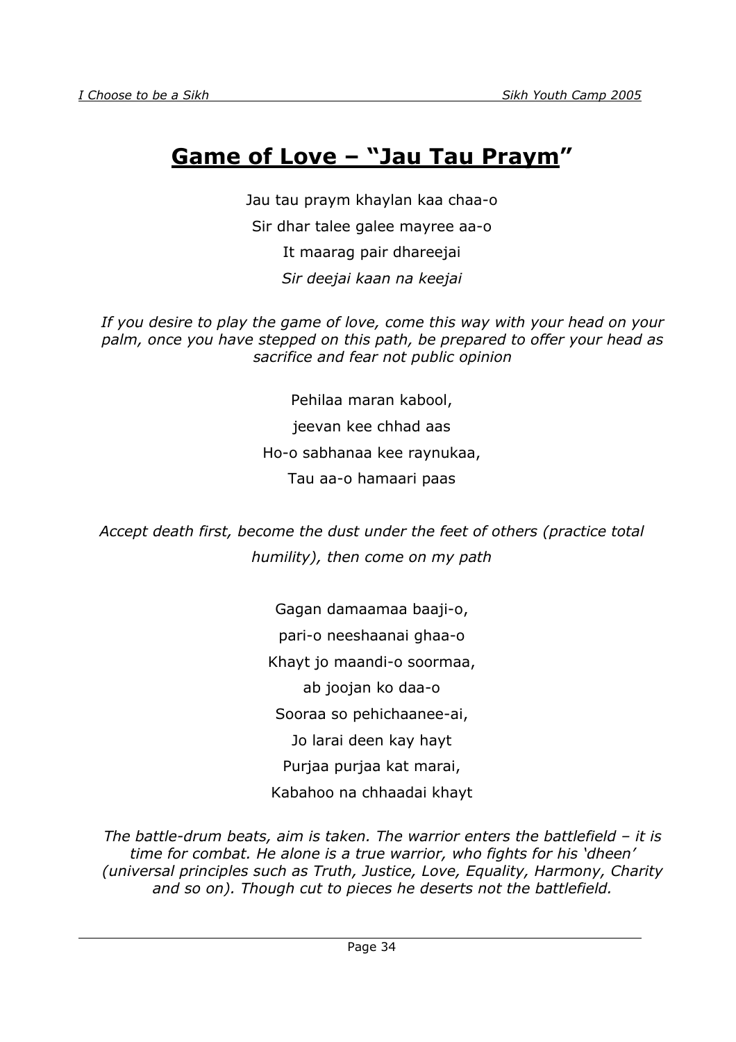# **Game of Love – “Jau Tau Praym”**

Jau tau praym khaylan kaa chaa-o  
Sir dhar talee galee mayree aa-o  
It maarag pair dhareejai  
*Sir deejai kaan na keejai*

*If you desire to play the game of love, come this way with your head on your palm, once you have stepped on this path, be prepared to offer your head as sacrifice and fear not public opinion*

Pehilaa maran kabool,  
jeevan kee chhad aas  
Ho-o sabhanaa kee raynukaa,  
Tau aa-o hamaari paas

*Accept death first, become the dust under the feet of others (practice total humility), then come on my path*

Gagan damaamaa baaji-o,  
pari-o neeshaanai ghaa-o  
Khayt jo maandi-o soormaa,  
ab joojan ko daa-o  
Sooraa so pehichaanee-ai,  
Jo larai deen kay hayt  
Purjaa purjaa kat marai,  
Kabahoo na chhaadai khayt

*The battle-drum beats, aim is taken. The warrior enters the battlefield – it is time for combat. He alone is a true warrior, who fights for his ‘dheen’ (universal principles such as Truth, Justice, Love, Equality, Harmony, Charity and so on). Though cut to pieces he deserts not the battlefield.*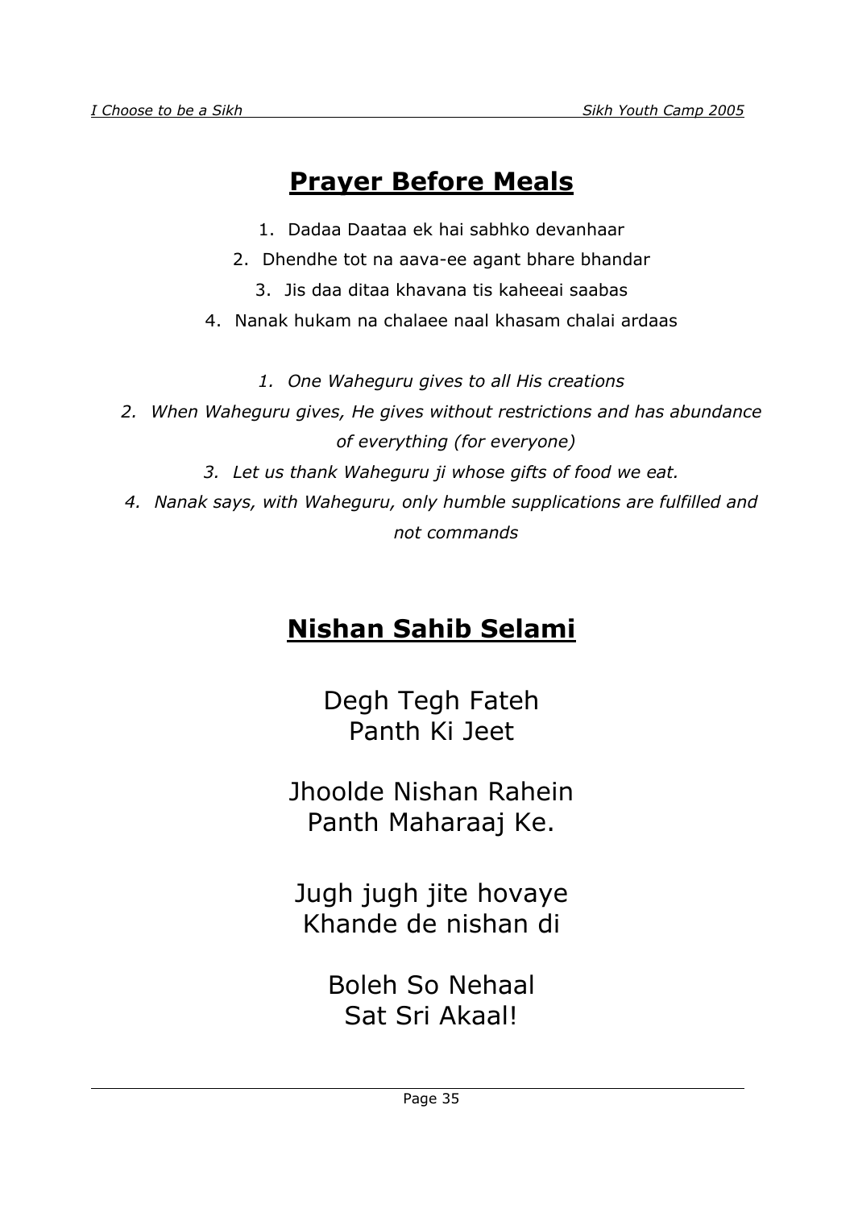# Prayer Before Meals

1. Dadaa Daataa ek hai sabhko devanhaar
2. Dhendhe tot na aava-ee agant bhare bhandar
3. Jis daa ditaa khavana tis kaheeai saabas
4. Nanak hukam na chalaee naal khasam chalai ardaas

1. *One Waheguru gives to all His creations*
2. *When Waheguru gives, He gives without restrictions and has abundance of everything (for everyone)*
3. *Let us thank Waheguru ji whose gifts of food we eat.*
4. *Nanak says, with Waheguru, only humble supplications are fulfilled and not commands*

# Nishan Sahib Selami

Degh Tegh Fateh
Panth Ki Jeet

Jhoolde Nishan Rahein
Panth Maharaaj Ke.

Jugh jugh jite hovaye
Khande de nishan di

Boleh So Nehaal
Sat Sri Akaal!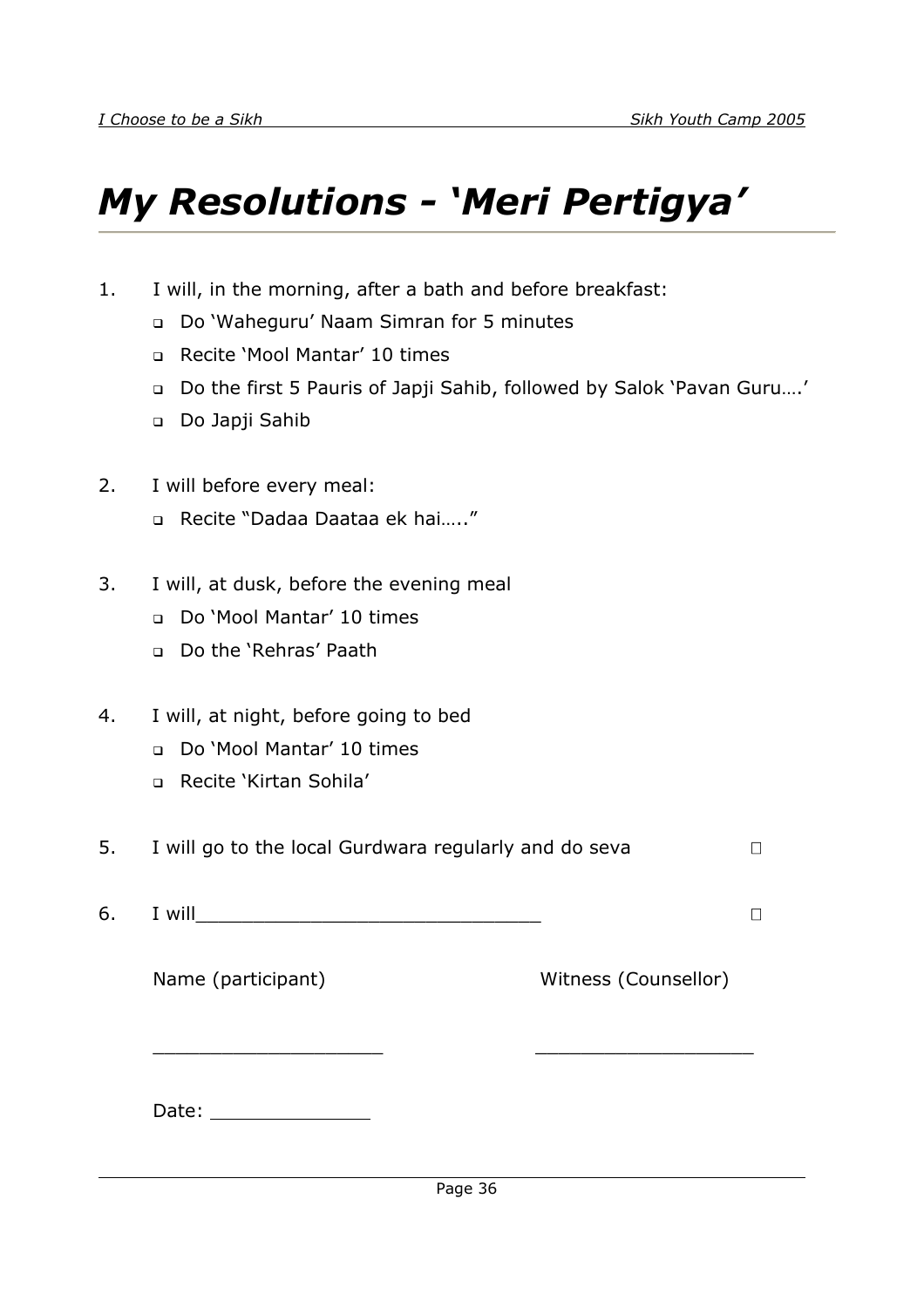# *My Resolutions - 'Meri Pertigya'*

1. I will, in the morning, after a bath and before breakfast:
   - ❑ Do 'Waheguru' Naam Simran for 5 minutes
   - ❑ Recite 'Mool Mantar' 10 times
   - ❑ Do the first 5 Pauris of Japji Sahib, followed by Salok 'Pavan Guru….'
   - ❑ Do Japji Sahib

2. I will before every meal:
   - ❑ Recite "Dadaa Daataa ek hai….."

3. I will, at dusk, before the evening meal
   - ❑ Do 'Mool Mantar' 10 times
   - ❑ Do the 'Rehras' Paath

4. I will, at night, before going to bed
   - ❑ Do 'Mool Mantar' 10 times
   - ❑ Recite 'Kirtan Sohila'

5. I will go to the local Gurdwara regularly and do seva ☐

6. I will______________________________ ☐

Name (participant) Witness (Counsellor)

____________________ ___________________

Date: ______________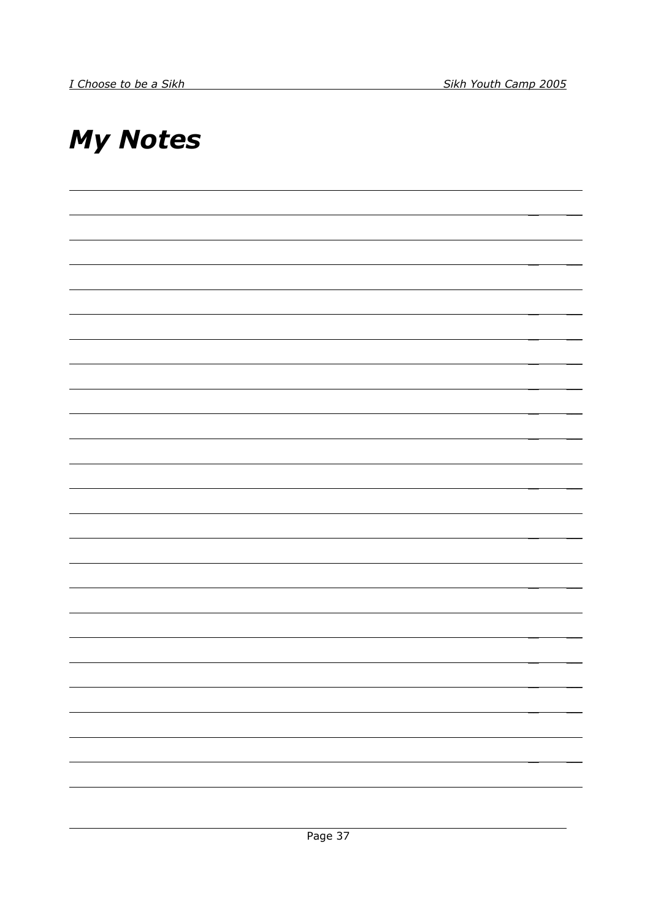# My Notes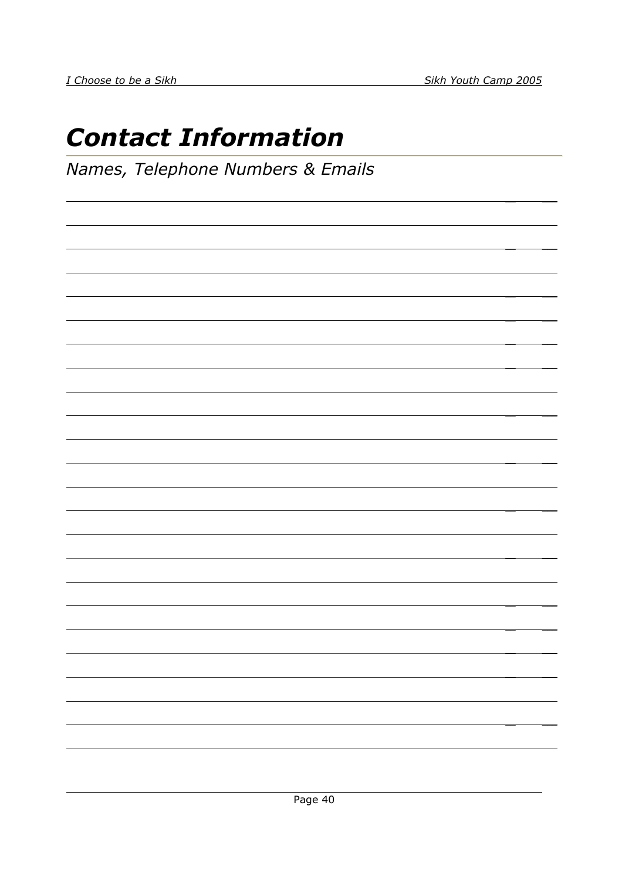# Contact Information

*Names, Telephone Numbers & Emails*